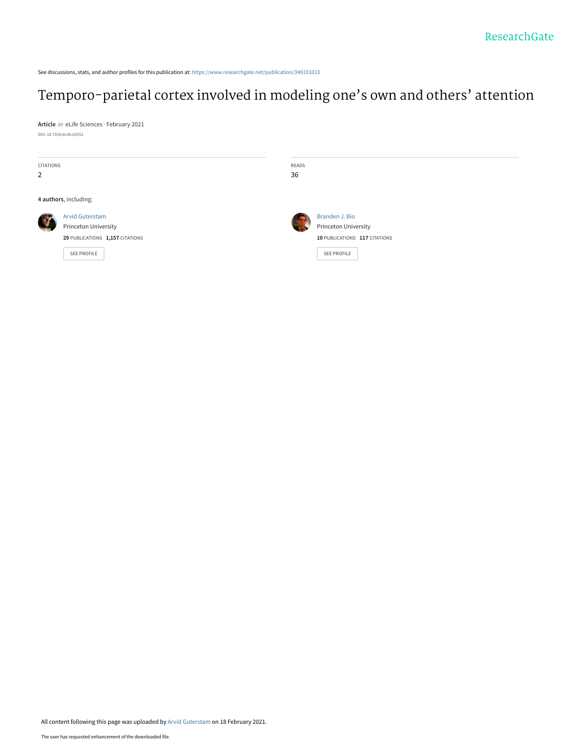See discussions, stats, and author profiles for this publication at: https://www.researchgate.net/publication/349331013

# Temporo-parietal cortex involved in modeling one's own and others' attention

**Article** *in* eLife Sciences · February 2021

DOI: 10.7554/eLife.63551

CITATIONS
2

READS
36

**4 authors**, including:

Arvid Guterstam
Princeton University
**29** PUBLICATIONS **1,157** CITATIONS

SEE PROFILE

Branden J. Bio
Princeton University
**10** PUBLICATIONS **117** CITATIONS

SEE PROFILE

All content following this page was uploaded by Arvid Guterstam on 18 February 2021.

The user has requested enhancement of the downloaded file.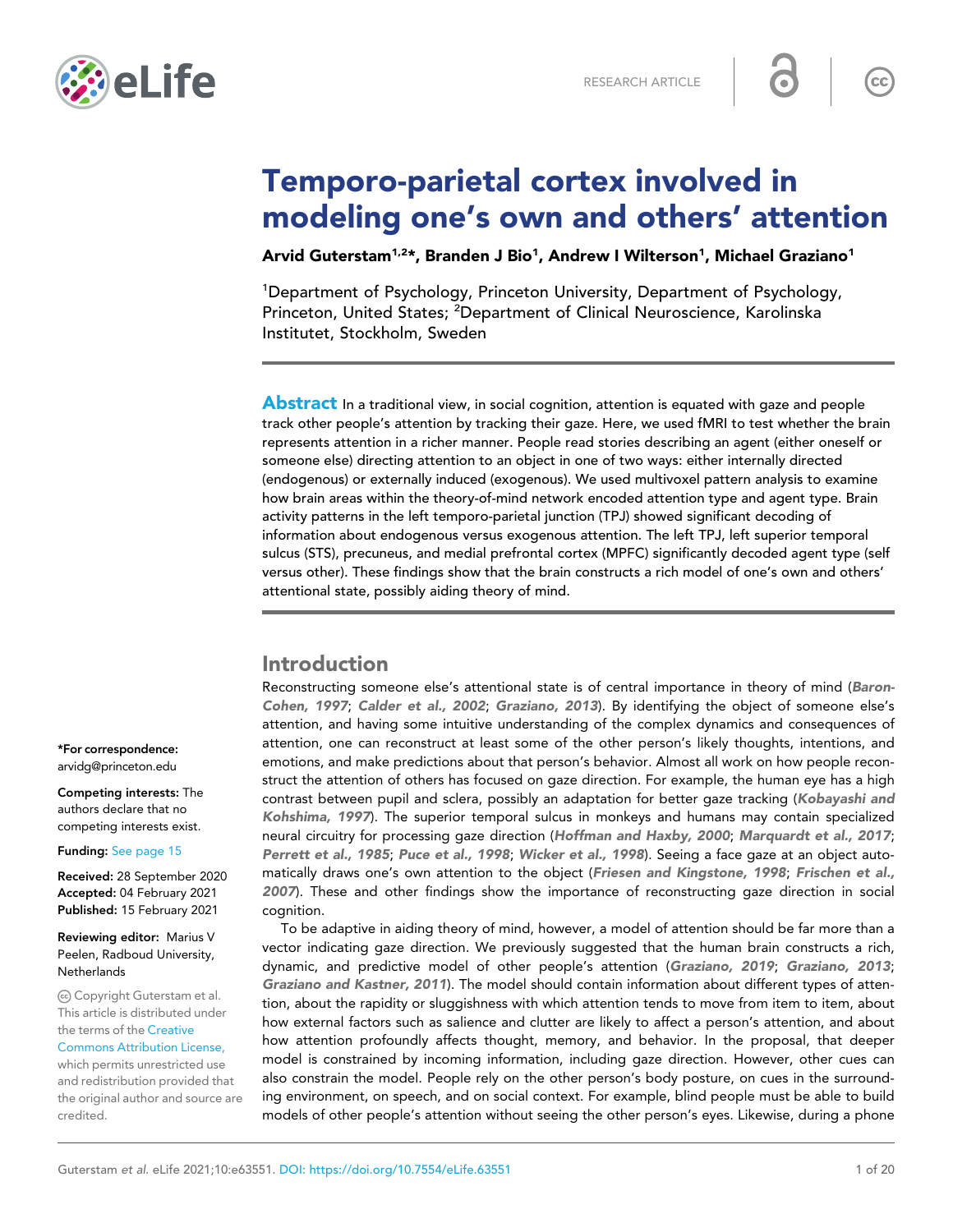# Temporo-parietal cortex involved in modeling one's own and others' attention

**Arvid Guterstam[1,2]*, Branden J Bio[1], Andrew I Wilterson[1], Michael Graziano[1]**

[1]Department of Psychology, Princeton University, Department of Psychology, Princeton, United States; [2]Department of Clinical Neuroscience, Karolinska Institutet, Stockholm, Sweden

**Abstract** In a traditional view, in social cognition, attention is equated with gaze and people track other people's attention by tracking their gaze. Here, we used fMRI to test whether the brain represents attention in a richer manner. People read stories describing an agent (either oneself or someone else) directing attention to an object in one of two ways: either internally directed (endogenous) or externally induced (exogenous). We used multivoxel pattern analysis to examine how brain areas within the theory-of-mind network encoded attention type and agent type. Brain activity patterns in the left temporo-parietal junction (TPJ) showed significant decoding of information about endogenous versus exogenous attention. The left TPJ, left superior temporal sulcus (STS), precuneus, and medial prefrontal cortex (MPFC) significantly decoded agent type (self versus other). These findings show that the brain constructs a rich model of one's own and others' attentional state, possibly aiding theory of mind.

*For correspondence: arvidg@princeton.edu

**Competing interests:** The authors declare that no competing interests exist.

**Funding:** See page 15

**Received:** 28 September 2020
**Accepted:** 04 February 2021
**Published:** 15 February 2021

**Reviewing editor:** Marius V Peelen, Radboud University, Netherlands

© Copyright Guterstam et al. This article is distributed under the terms of the Creative Commons Attribution License, which permits unrestricted use and redistribution provided that the original author and source are credited.

## Introduction

Reconstructing someone else's attentional state is of central importance in theory of mind (*Baron-Cohen, 1997*; *Calder et al., 2002*; *Graziano, 2013*). By identifying the object of someone else's attention, and having some intuitive understanding of the complex dynamics and consequences of attention, one can reconstruct at least some of the other person's likely thoughts, intentions, and emotions, and make predictions about that person's behavior. Almost all work on how people reconstruct the attention of others has focused on gaze direction. For example, the human eye has a high contrast between pupil and sclera, possibly an adaptation for better gaze tracking (*Kobayashi and Kohshima, 1997*). The superior temporal sulcus in monkeys and humans may contain specialized neural circuitry for processing gaze direction (*Hoffman and Haxby, 2000*; *Marquardt et al., 2017*; *Perrett et al., 1985*; *Puce et al., 1998*; *Wicker et al., 1998*). Seeing a face gaze at an object automatically draws one's own attention to the object (*Friesen and Kingstone, 1998*; *Frischen et al., 2007*). These and other findings show the importance of reconstructing gaze direction in social cognition.

To be adaptive in aiding theory of mind, however, a model of attention should be far more than a vector indicating gaze direction. We previously suggested that the human brain constructs a rich, dynamic, and predictive model of other people's attention (*Graziano, 2019*; *Graziano, 2013*; *Graziano and Kastner, 2011*). The model should contain information about different types of attention, about the rapidity or sluggishness with which attention tends to move from item to item, about how external factors such as salience and clutter are likely to affect a person's attention, and about how attention profoundly affects thought, memory, and behavior. In the proposal, that deeper model is constrained by incoming information, including gaze direction. However, other cues can also constrain the model. People rely on the other person's body posture, on cues in the surrounding environment, on speech, and on social context. For example, blind people must be able to build models of other people's attention without seeing the other person's eyes. Likewise, during a phone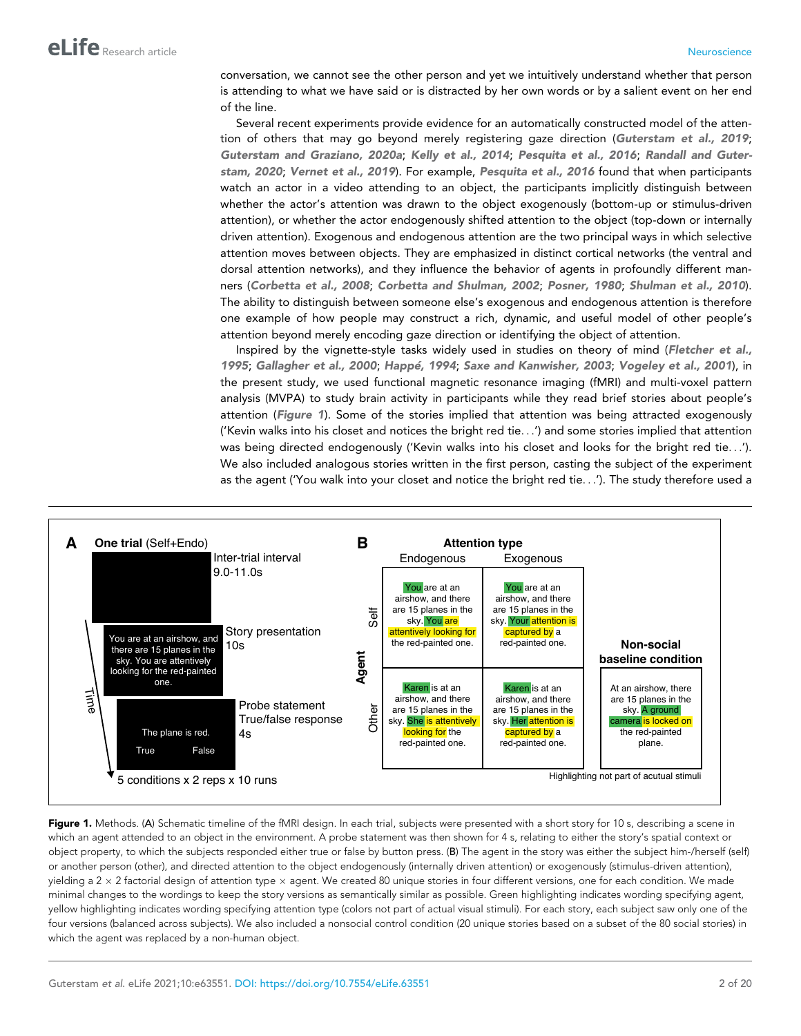conversation, we cannot see the other person and yet we intuitively understand whether that person is attending to what we have said or is distracted by her own words or by a salient event on her end of the line.

Several recent experiments provide evidence for an automatically constructed model of the attention of others that may go beyond merely registering gaze direction (*Guterstam et al., 2019*; *Guterstam and Graziano, 2020a*; *Kelly et al., 2014*; *Pesquita et al., 2016*; *Randall and Guterstam, 2020*; *Vernet et al., 2019*). For example, *Pesquita et al., 2016* found that when participants watch an actor in a video attending to an object, the participants implicitly distinguish between whether the actor's attention was drawn to the object exogenously (bottom-up or stimulus-driven attention), or whether the actor endogenously shifted attention to the object (top-down or internally driven attention). Exogenous and endogenous attention are the two principal ways in which selective attention moves between objects. They are emphasized in distinct cortical networks (the ventral and dorsal attention networks), and they influence the behavior of agents in profoundly different manners (*Corbetta et al., 2008*; *Corbetta and Shulman, 2002*; *Posner, 1980*; *Shulman et al., 2010*). The ability to distinguish between someone else's exogenous and endogenous attention is therefore one example of how people may construct a rich, dynamic, and useful model of other people's attention beyond merely encoding gaze direction or identifying the object of attention.

Inspired by the vignette-style tasks widely used in studies on theory of mind (*Fletcher et al., 1995*; *Gallagher et al., 2000*; *Happé, 1994*; *Saxe and Kanwisher, 2003*; *Vogeley et al., 2001*), in the present study, we used functional magnetic resonance imaging (fMRI) and multi-voxel pattern analysis (MVPA) to study brain activity in participants while they read brief stories about people's attention (*Figure 1*). Some of the stories implied that attention was being attracted exogenously ('Kevin walks into his closet and notices the bright red tie…') and some stories implied that attention was being directed endogenously ('Kevin walks into his closet and looks for the bright red tie…'). We also included analogous stories written in the first person, casting the subject of the experiment as the agent ('You walk into your closet and notice the bright red tie…'). The study therefore used a

**Figure 1.** Methods. (**A**) Schematic timeline of the fMRI design. In each trial, subjects were presented with a short story for 10 s, describing a scene in which an agent attended to an object in the environment. A probe statement was then shown for 4 s, relating to either the story's spatial context or object property, to which the subjects responded either true or false by button press. (**B**) The agent in the story was either the subject him-/herself (self) or another person (other), and directed attention to the object endogenously (internally driven attention) or exogenously (stimulus-driven attention), yielding a 2 × 2 factorial design of attention type × agent. We created 80 unique stories in four different versions, one for each condition. We made minimal changes to the wordings to keep the story versions as semantically similar as possible. Green highlighting indicates wording specifying agent, yellow highlighting indicates wording specifying attention type (colors not part of actual visual stimuli). For each story, each subject saw only one of the four versions (balanced across subjects). We also included a nonsocial control condition (20 unique stories based on a subset of the 80 social stories) in which the agent was replaced by a non-human object.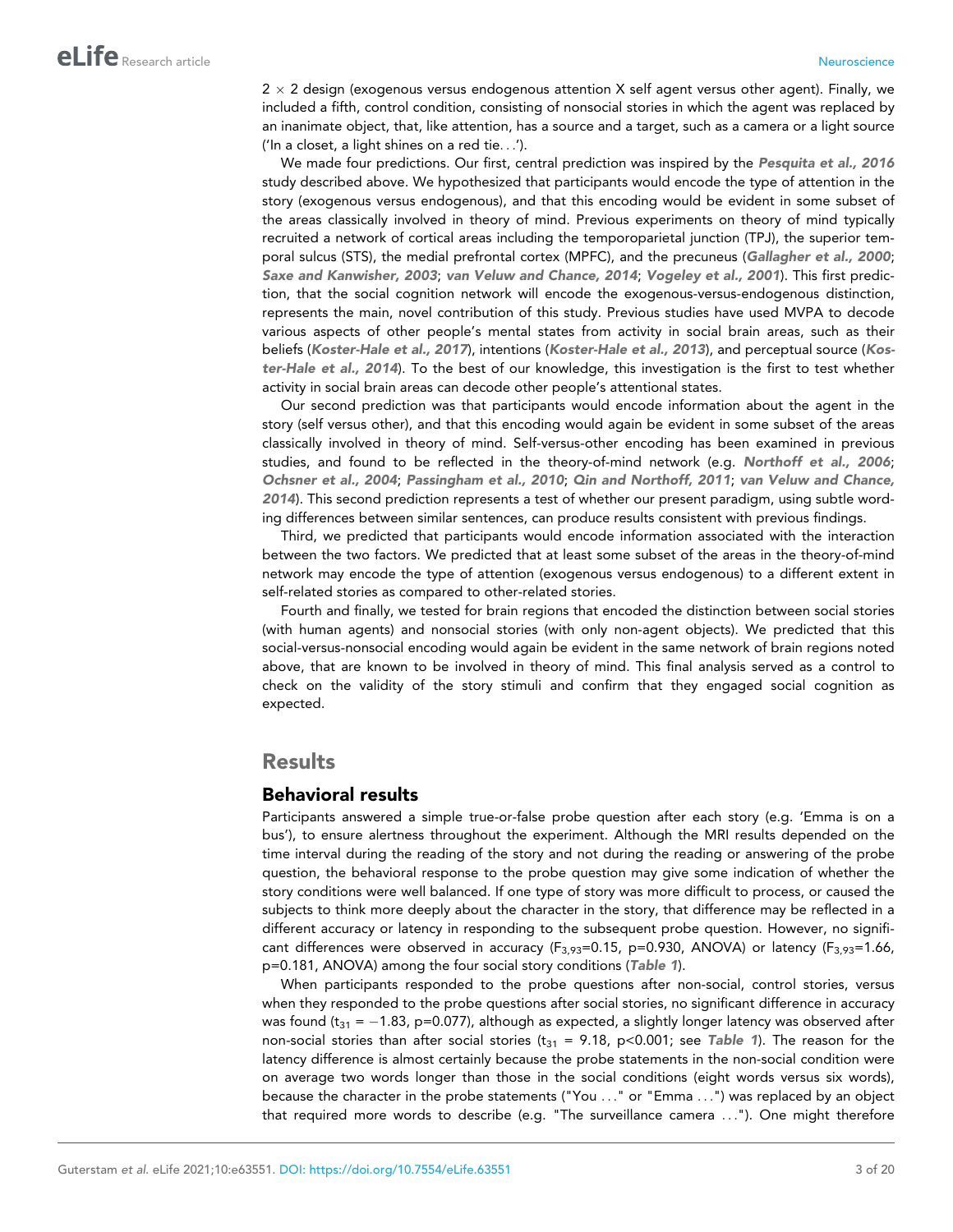2 × 2 design (exogenous versus endogenous attention X self agent versus other agent). Finally, we included a fifth, control condition, consisting of nonsocial stories in which the agent was replaced by an inanimate object, that, like attention, has a source and a target, such as a camera or a light source ('In a closet, a light shines on a red tie…').

We made four predictions. Our first, central prediction was inspired by the ***Pesquita et al., 2016*** study described above. We hypothesized that participants would encode the type of attention in the story (exogenous versus endogenous), and that this encoding would be evident in some subset of the areas classically involved in theory of mind. Previous experiments on theory of mind typically recruited a network of cortical areas including the temporoparietal junction (TPJ), the superior temporal sulcus (STS), the medial prefrontal cortex (MPFC), and the precuneus (***Gallagher et al., 2000***; ***Saxe and Kanwisher, 2003***; ***van Veluw and Chance, 2014***; ***Vogeley et al., 2001***). This first prediction, that the social cognition network will encode the exogenous-versus-endogenous distinction, represents the main, novel contribution of this study. Previous studies have used MVPA to decode various aspects of other people's mental states from activity in social brain areas, such as their beliefs (***Koster-Hale et al., 2017***), intentions (***Koster-Hale et al., 2013***), and perceptual source (***Koster-Hale et al., 2014***). To the best of our knowledge, this investigation is the first to test whether activity in social brain areas can decode other people's attentional states.

Our second prediction was that participants would encode information about the agent in the story (self versus other), and that this encoding would again be evident in some subset of the areas classically involved in theory of mind. Self-versus-other encoding has been examined in previous studies, and found to be reflected in the theory-of-mind network (e.g. ***Northoff et al., 2006***; ***Ochsner et al., 2004***; ***Passingham et al., 2010***; ***Qin and Northoff, 2011***; ***van Veluw and Chance, 2014***). This second prediction represents a test of whether our present paradigm, using subtle wording differences between similar sentences, can produce results consistent with previous findings.

Third, we predicted that participants would encode information associated with the interaction between the two factors. We predicted that at least some subset of the areas in the theory-of-mind network may encode the type of attention (exogenous versus endogenous) to a different extent in self-related stories as compared to other-related stories.

Fourth and finally, we tested for brain regions that encoded the distinction between social stories (with human agents) and nonsocial stories (with only non-agent objects). We predicted that this social-versus-nonsocial encoding would again be evident in the same network of brain regions noted above, that are known to be involved in theory of mind. This final analysis served as a control to check on the validity of the story stimuli and confirm that they engaged social cognition as expected.

## Results

### Behavioral results

Participants answered a simple true-or-false probe question after each story (e.g. 'Emma is on a bus'), to ensure alertness throughout the experiment. Although the MRI results depended on the time interval during the reading of the story and not during the reading or answering of the probe question, the behavioral response to the probe question may give some indication of whether the story conditions were well balanced. If one type of story was more difficult to process, or caused the subjects to think more deeply about the character in the story, that difference may be reflected in a different accuracy or latency in responding to the subsequent probe question. However, no significant differences were observed in accuracy ($F_{3,93}$=0.15, p=0.930, ANOVA) or latency ($F_{3,93}$=1.66, p=0.181, ANOVA) among the four social story conditions (***Table 1***).

When participants responded to the probe questions after non-social, control stories, versus when they responded to the probe questions after social stories, no significant difference in accuracy was found ($t_{31}$ = −1.83, p=0.077), although as expected, a slightly longer latency was observed after non-social stories than after social stories ($t_{31}$ = 9.18, p<0.001; see ***Table 1***). The reason for the latency difference is almost certainly because the probe statements in the non-social condition were on average two words longer than those in the social conditions (eight words versus six words), because the character in the probe statements ("You …" or "Emma …") was replaced by an object that required more words to describe (e.g. "The surveillance camera …"). One might therefore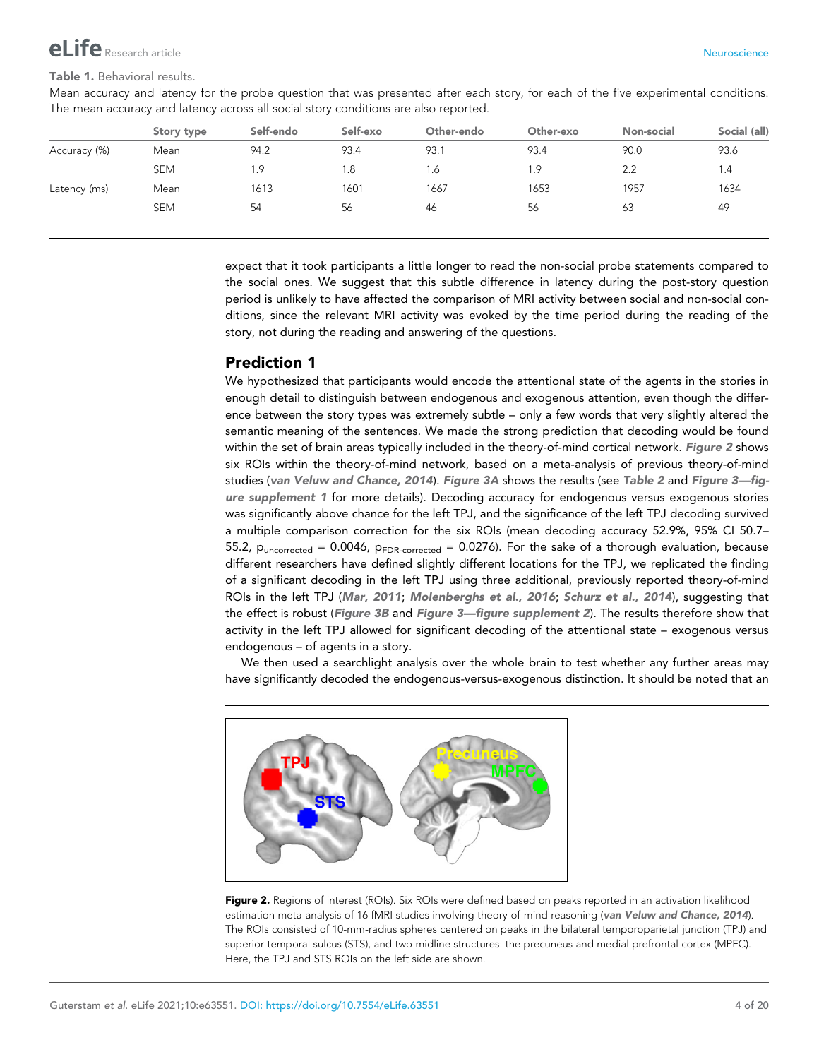**Table 1.** Behavioral results.

Mean accuracy and latency for the probe question that was presented after each story, for each of the five experimental conditions. The mean accuracy and latency across all social story conditions are also reported.

| | Story type | Self-endo | Self-exo | Other-endo | Other-exo | Non-social | Social (all) |
|---|---|---|---|---|---|---|---|
| Accuracy (%) | Mean | 94.2 | 93.4 | 93.1 | 93.4 | 90.0 | 93.6 |
| | SEM | 1.9 | 1.8 | 1.6 | 1.9 | 2.2 | 1.4 |
| Latency (ms) | Mean | 1613 | 1601 | 1667 | 1653 | 1957 | 1634 |
| | SEM | 54 | 56 | 46 | 56 | 63 | 49 |

expect that it took participants a little longer to read the non-social probe statements compared to the social ones. We suggest that this subtle difference in latency during the post-story question period is unlikely to have affected the comparison of MRI activity between social and non-social conditions, since the relevant MRI activity was evoked by the time period during the reading of the story, not during the reading and answering of the questions.

## Prediction 1

We hypothesized that participants would encode the attentional state of the agents in the stories in enough detail to distinguish between endogenous and exogenous attention, even though the difference between the story types was extremely subtle – only a few words that very slightly altered the semantic meaning of the sentences. We made the strong prediction that decoding would be found within the set of brain areas typically included in the theory-of-mind cortical network. ***Figure 2*** shows six ROIs within the theory-of-mind network, based on a meta-analysis of previous theory-of-mind studies (***van Veluw and Chance, 2014***). ***Figure 3A*** shows the results (see ***Table 2*** and ***Figure 3—figure supplement 1*** for more details). Decoding accuracy for endogenous versus exogenous stories was significantly above chance for the left TPJ, and the significance of the left TPJ decoding survived a multiple comparison correction for the six ROIs (mean decoding accuracy 52.9%, 95% CI 50.7–55.2, $p_{uncorrected} = 0.0046$, $p_{FDR\text{-}corrected} = 0.0276$). For the sake of a thorough evaluation, because different researchers have defined slightly different locations for the TPJ, we replicated the finding of a significant decoding in the left TPJ using three additional, previously reported theory-of-mind ROIs in the left TPJ (***Mar, 2011***; ***Molenberghs et al., 2016***; ***Schurz et al., 2014***), suggesting that the effect is robust (***Figure 3B*** and ***Figure 3—figure supplement 2***). The results therefore show that activity in the left TPJ allowed for significant decoding of the attentional state – exogenous versus endogenous – of agents in a story.

We then used a searchlight analysis over the whole brain to test whether any further areas may have significantly decoded the endogenous-versus-exogenous distinction. It should be noted that an

TPJ

STS

Precuneus

MPFC

**Figure 2.** Regions of interest (ROIs). Six ROIs were defined based on peaks reported in an activation likelihood estimation meta-analysis of 16 fMRI studies involving theory-of-mind reasoning (***van Veluw and Chance, 2014***). The ROIs consisted of 10-mm-radius spheres centered on peaks in the bilateral temporoparietal junction (TPJ) and superior temporal sulcus (STS), and two midline structures: the precuneus and medial prefrontal cortex (MPFC). Here, the TPJ and STS ROIs on the left side are shown.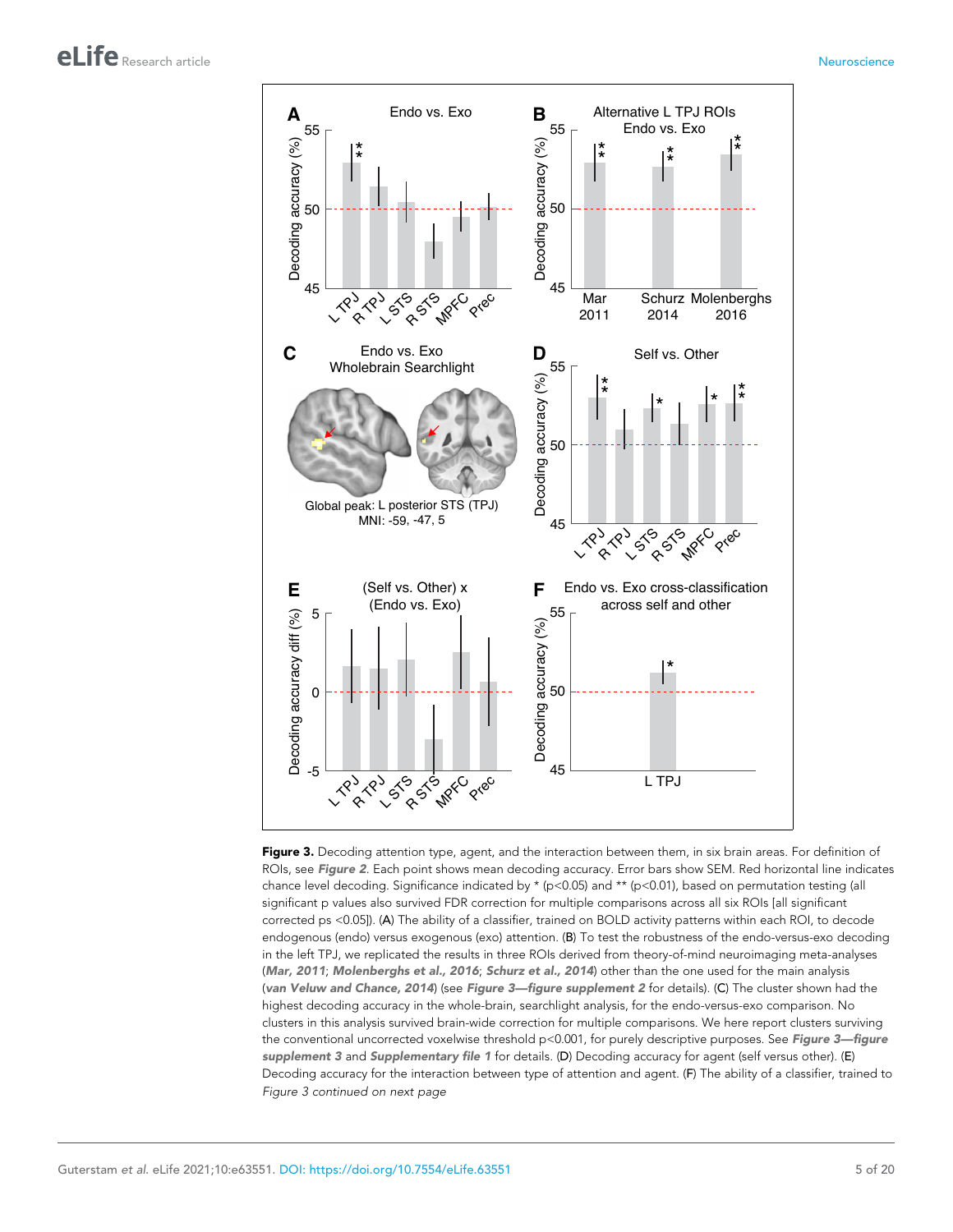A

Endo vs. Exo

Decoding accuracy (%)

55

50

45

L TPJ R TPJ L STS R STS MPFC Prec

B

Alternative L TPJ ROIs
Endo vs. Exo

Decoding accuracy (%)

55

50

45

Mar 2011 Schurz 2014 Molenberghs 2016

C

Endo vs. Exo
Wholebrain Searchlight

Global peak: L posterior STS (TPJ)
MNI: -59, -47, 5

D

Self vs. Other

Decoding accuracy (%)

55

50

45

L TPJ R TPJ L STS R STS MPFC Prec

E

(Self vs. Other) x
(Endo vs. Exo)

Decoding accuracy diff (%)

5

0

-5

L TPJ R TPJ L STS R STS MPFC Prec

F

Endo vs. Exo cross-classification
across self and other

Decoding accuracy (%)

55

50

45

L TPJ

**Figure 3.** Decoding attention type, agent, and the interaction between them, in six brain areas. For definition of ROIs, see ***Figure 2***. Each point shows mean decoding accuracy. Error bars show SEM. Red horizontal line indicates chance level decoding. Significance indicated by * ($p<0.05$) and ** ($p<0.01$), based on permutation testing (all significant p values also survived FDR correction for multiple comparisons across all six ROIs [all significant corrected ps <0.05]). (**A**) The ability of a classifier, trained on BOLD activity patterns within each ROI, to decode endogenous (endo) versus exogenous (exo) attention. (**B**) To test the robustness of the endo-versus-exo decoding in the left TPJ, we replicated the results in three ROIs derived from theory-of-mind neuroimaging meta-analyses (***Mar, 2011***; ***Molenberghs et al., 2016***; ***Schurz et al., 2014***) other than the one used for the main analysis (***van Veluw and Chance, 2014***) (see ***Figure 3—figure supplement 2*** for details). (**C**) The cluster shown had the highest decoding accuracy in the whole-brain, searchlight analysis, for the endo-versus-exo comparison. No clusters in this analysis survived brain-wide correction for multiple comparisons. We here report clusters surviving the conventional uncorrected voxelwise threshold $p<0.001$, for purely descriptive purposes. See ***Figure 3—figure supplement 3*** and ***Supplementary file 1*** for details. (**D**) Decoding accuracy for agent (self versus other). (**E**) Decoding accuracy for the interaction between type of attention and agent. (**F**) The ability of a classifier, trained to

*Figure 3 continued on next page*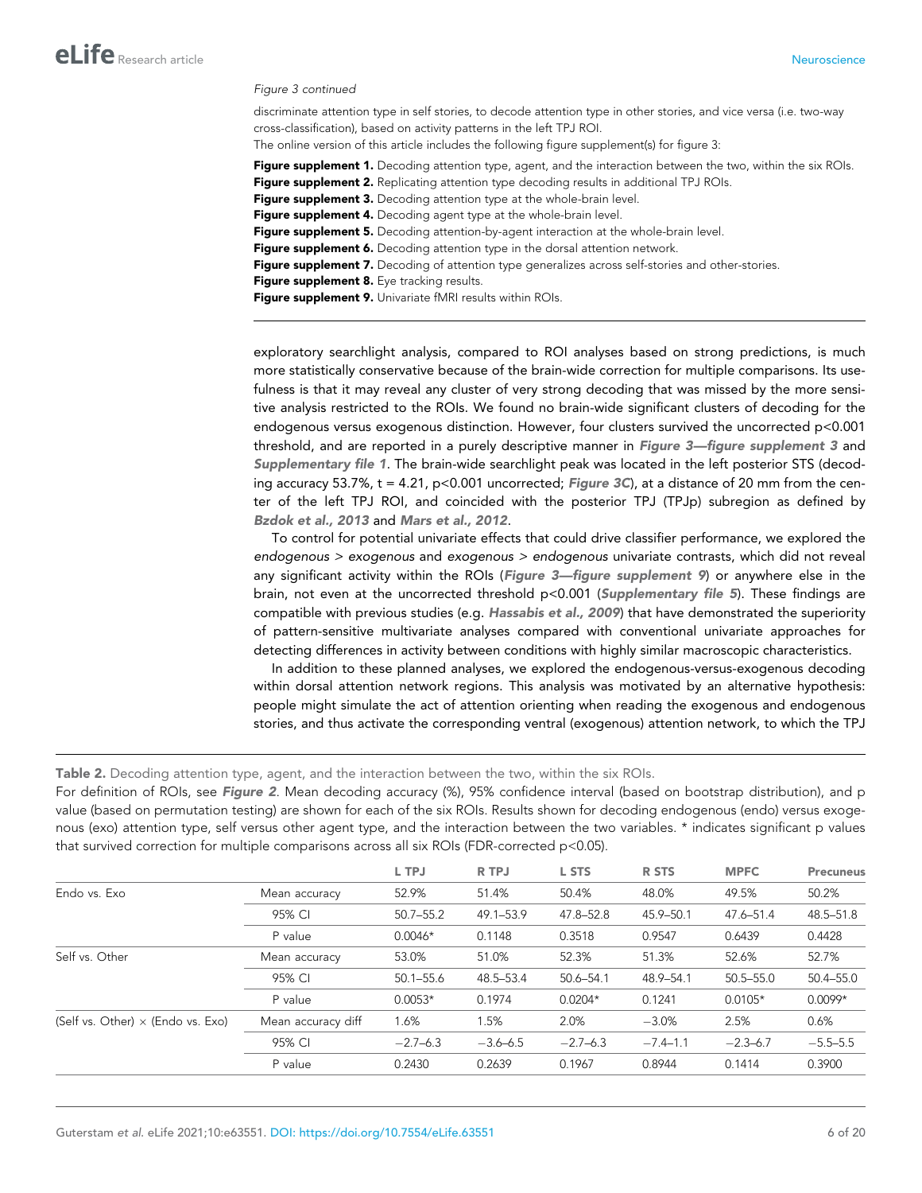*Figure 3 continued*

discriminate attention type in self stories, to decode attention type in other stories, and vice versa (i.e. two-way cross-classification), based on activity patterns in the left TPJ ROI.

The online version of this article includes the following figure supplement(s) for figure 3:

**Figure supplement 1.** Decoding attention type, agent, and the interaction between the two, within the six ROIs.

**Figure supplement 2.** Replicating attention type decoding results in additional TPJ ROIs.

**Figure supplement 3.** Decoding attention type at the whole-brain level.

**Figure supplement 4.** Decoding agent type at the whole-brain level.

**Figure supplement 5.** Decoding attention-by-agent interaction at the whole-brain level.

**Figure supplement 6.** Decoding attention type in the dorsal attention network.

**Figure supplement 7.** Decoding of attention type generalizes across self-stories and other-stories.

**Figure supplement 8.** Eye tracking results.

**Figure supplement 9.** Univariate fMRI results within ROIs.

exploratory searchlight analysis, compared to ROI analyses based on strong predictions, is much more statistically conservative because of the brain-wide correction for multiple comparisons. Its usefulness is that it may reveal any cluster of very strong decoding that was missed by the more sensitive analysis restricted to the ROIs. We found no brain-wide significant clusters of decoding for the endogenous versus exogenous distinction. However, four clusters survived the uncorrected $p<0.001$ threshold, and are reported in a purely descriptive manner in ***Figure 3—figure supplement 3*** and ***Supplementary file 1***. The brain-wide searchlight peak was located in the left posterior STS (decoding accuracy 53.7%, $t = 4.21$, $p<0.001$ uncorrected; ***Figure 3C***), at a distance of 20 mm from the center of the left TPJ ROI, and coincided with the posterior TPJ (TPJp) subregion as defined by ***Bzdok et al., 2013*** and ***Mars et al., 2012***.

To control for potential univariate effects that could drive classifier performance, we explored the *endogenous > exogenous* and *exogenous > endogenous* univariate contrasts, which did not reveal any significant activity within the ROIs (***Figure 3—figure supplement 9***) or anywhere else in the brain, not even at the uncorrected threshold $p<0.001$ (***Supplementary file 5***). These findings are compatible with previous studies (e.g. ***Hassabis et al., 2009***) that have demonstrated the superiority of pattern-sensitive multivariate analyses compared with conventional univariate approaches for detecting differences in activity between conditions with highly similar macroscopic characteristics.

In addition to these planned analyses, we explored the endogenous-versus-exogenous decoding within dorsal attention network regions. This analysis was motivated by an alternative hypothesis: people might simulate the act of attention orienting when reading the exogenous and endogenous stories, and thus activate the corresponding ventral (exogenous) attention network, to which the TPJ

**Table 2.** Decoding attention type, agent, and the interaction between the two, within the six ROIs.

For definition of ROIs, see ***Figure 2***. Mean decoding accuracy (%), 95% confidence interval (based on bootstrap distribution), and p value (based on permutation testing) are shown for each of the six ROIs. Results shown for decoding endogenous (endo) versus exogenous (exo) attention type, self versus other agent type, and the interaction between the two variables. * indicates significant p values that survived correction for multiple comparisons across all six ROIs (FDR-corrected $p<0.05$).

| | | L TPJ | R TPJ | L STS | R STS | MPFC | Precuneus |
|---|---|---|---|---|---|---|---|
| Endo vs. Exo | Mean accuracy | 52.9% | 51.4% | 50.4% | 48.0% | 49.5% | 50.2% |
| | 95% CI | 50.7–55.2 | 49.1–53.9 | 47.8–52.8 | 45.9–50.1 | 47.6–51.4 | 48.5–51.8 |
| | P value | 0.0046* | 0.1148 | 0.3518 | 0.9547 | 0.6439 | 0.4428 |
| Self vs. Other | Mean accuracy | 53.0% | 51.0% | 52.3% | 51.3% | 52.6% | 52.7% |
| | 95% CI | 50.1–55.6 | 48.5–53.4 | 50.6–54.1 | 48.9–54.1 | 50.5–55.0 | 50.4–55.0 |
| | P value | 0.0053* | 0.1974 | 0.0204* | 0.1241 | 0.0105* | 0.0099* |
| (Self vs. Other) × (Endo vs. Exo) | Mean accuracy diff | 1.6% | 1.5% | 2.0% | −3.0% | 2.5% | 0.6% |
| | 95% CI | −2.7–6.3 | −3.6–6.5 | −2.7–6.3 | −7.4–1.1 | −2.3–6.7 | −5.5–5.5 |
| | P value | 0.2430 | 0.2639 | 0.1967 | 0.8944 | 0.1414 | 0.3900 |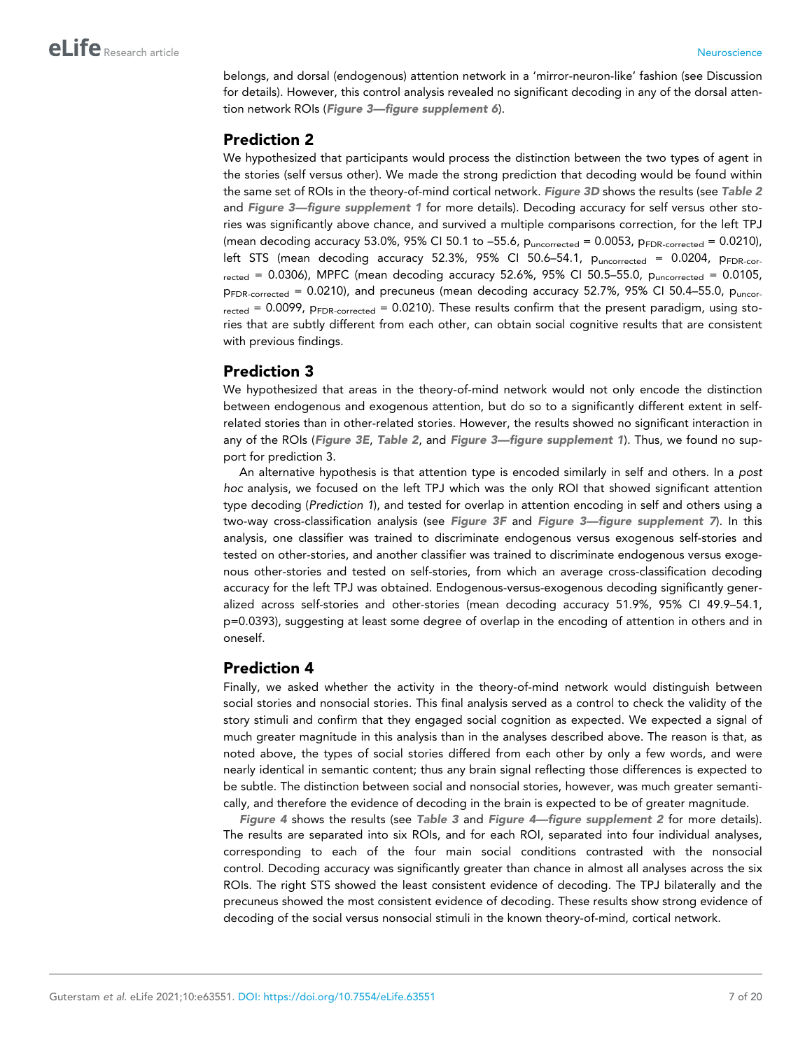belongs, and dorsal (endogenous) attention network in a 'mirror-neuron-like' fashion (see Discussion for details). However, this control analysis revealed no significant decoding in any of the dorsal attention network ROIs (***Figure 3—figure supplement 6***).

## Prediction 2

We hypothesized that participants would process the distinction between the two types of agent in the stories (self versus other). We made the strong prediction that decoding would be found within the same set of ROIs in the theory-of-mind cortical network. ***Figure 3D*** shows the results (see ***Table 2*** and ***Figure 3—figure supplement 1*** for more details). Decoding accuracy for self versus other stories was significantly above chance, and survived a multiple comparisons correction, for the left TPJ (mean decoding accuracy 53.0%, 95% CI 50.1 to –55.6, $p_{uncorrected}$ = 0.0053, $p_{FDR\text{-}corrected}$ = 0.0210), left STS (mean decoding accuracy 52.3%, 95% CI 50.6–54.1, $p_{uncorrected}$ = 0.0204, $p_{FDR\text{-}corrected}$ = 0.0306), MPFC (mean decoding accuracy 52.6%, 95% CI 50.5–55.0, $p_{uncorrected}$ = 0.0105, $p_{FDR\text{-}corrected}$ = 0.0210), and precuneus (mean decoding accuracy 52.7%, 95% CI 50.4–55.0, $p_{uncorrected}$ = 0.0099, $p_{FDR\text{-}corrected}$ = 0.0210). These results confirm that the present paradigm, using stories that are subtly different from each other, can obtain social cognitive results that are consistent with previous findings.

## Prediction 3

We hypothesized that areas in the theory-of-mind network would not only encode the distinction between endogenous and exogenous attention, but do so to a significantly different extent in self-related stories than in other-related stories. However, the results showed no significant interaction in any of the ROIs (***Figure 3E***, ***Table 2***, and ***Figure 3—figure supplement 1***). Thus, we found no support for prediction 3.

An alternative hypothesis is that attention type is encoded similarly in self and others. In a *post hoc* analysis, we focused on the left TPJ which was the only ROI that showed significant attention type decoding (*Prediction 1*), and tested for overlap in attention encoding in self and others using a two-way cross-classification analysis (see ***Figure 3F*** and ***Figure 3—figure supplement 7***). In this analysis, one classifier was trained to discriminate endogenous versus exogenous self-stories and tested on other-stories, and another classifier was trained to discriminate endogenous versus exogenous other-stories and tested on self-stories, from which an average cross-classification decoding accuracy for the left TPJ was obtained. Endogenous-versus-exogenous decoding significantly generalized across self-stories and other-stories (mean decoding accuracy 51.9%, 95% CI 49.9–54.1, p=0.0393), suggesting at least some degree of overlap in the encoding of attention in others and in oneself.

## Prediction 4

Finally, we asked whether the activity in the theory-of-mind network would distinguish between social stories and nonsocial stories. This final analysis served as a control to check the validity of the story stimuli and confirm that they engaged social cognition as expected. We expected a signal of much greater magnitude in this analysis than in the analyses described above. The reason is that, as noted above, the types of social stories differed from each other by only a few words, and were nearly identical in semantic content; thus any brain signal reflecting those differences is expected to be subtle. The distinction between social and nonsocial stories, however, was much greater semantically, and therefore the evidence of decoding in the brain is expected to be of greater magnitude.

***Figure 4*** shows the results (see ***Table 3*** and ***Figure 4—figure supplement 2*** for more details). The results are separated into six ROIs, and for each ROI, separated into four individual analyses, corresponding to each of the four main social conditions contrasted with the nonsocial control. Decoding accuracy was significantly greater than chance in almost all analyses across the six ROIs. The right STS showed the least consistent evidence of decoding. The TPJ bilaterally and the precuneus showed the most consistent evidence of decoding. These results show strong evidence of decoding of the social versus nonsocial stimuli in the known theory-of-mind, cortical network.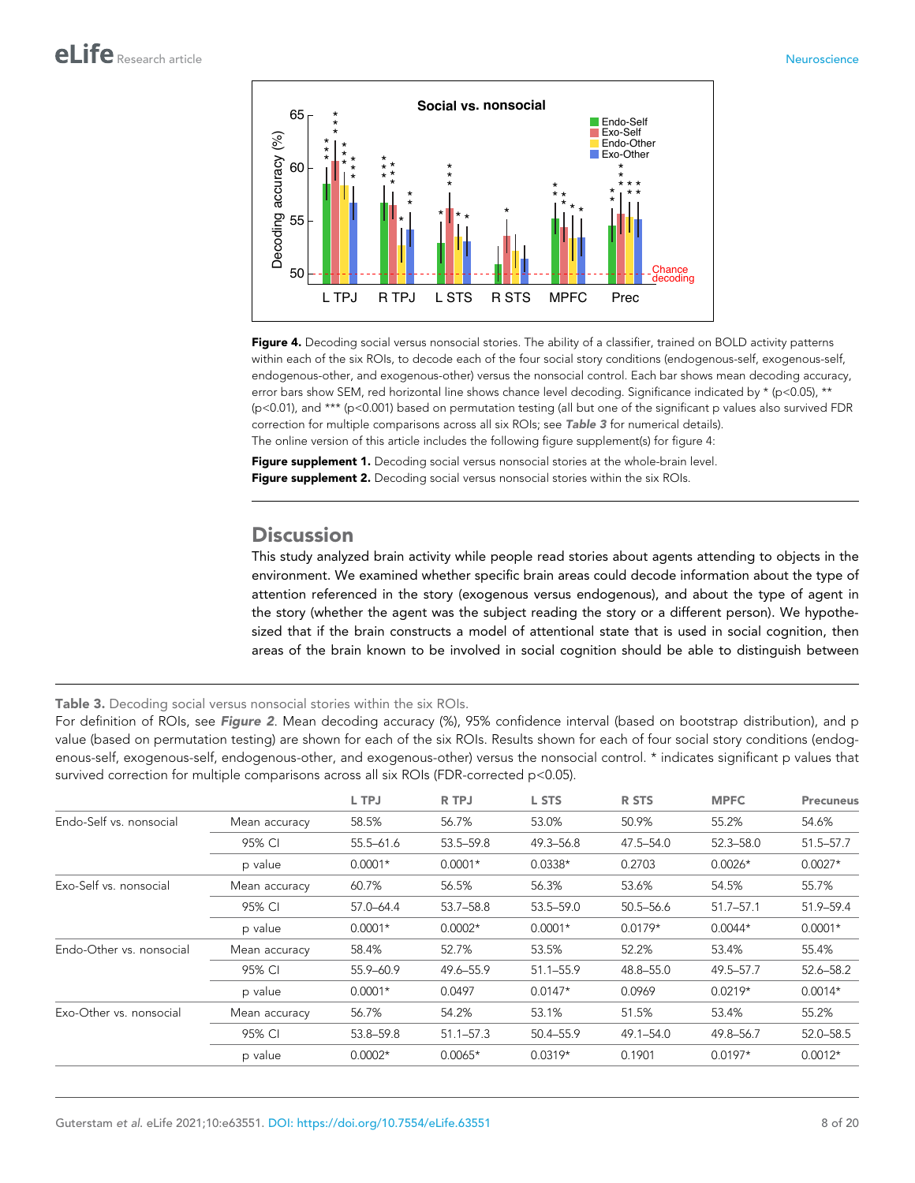Social vs. nonsocial

Endo-Self
Exo-Self
Endo-Other
Exo-Other

Decoding accuracy (%)

65
60
55
50

Chance decoding

L TPJ R TPJ L STS R STS MPFC Prec

**Figure 4.** Decoding social versus nonsocial stories. The ability of a classifier, trained on BOLD activity patterns within each of the six ROIs, to decode each of the four social story conditions (endogenous-self, exogenous-self, endogenous-other, and exogenous-other) versus the nonsocial control. Each bar shows mean decoding accuracy, error bars show SEM, red horizontal line shows chance level decoding. Significance indicated by * ($p<0.05$), ** ($p<0.01$), and *** ($p<0.001$) based on permutation testing (all but one of the significant p values also survived FDR correction for multiple comparisons across all six ROIs; see ***Table 3*** for numerical details).
The online version of this article includes the following figure supplement(s) for figure 4:

**Figure supplement 1.** Decoding social versus nonsocial stories at the whole-brain level.
**Figure supplement 2.** Decoding social versus nonsocial stories within the six ROIs.

## Discussion

This study analyzed brain activity while people read stories about agents attending to objects in the environment. We examined whether specific brain areas could decode information about the type of attention referenced in the story (exogenous versus endogenous), and about the type of agent in the story (whether the agent was the subject reading the story or a different person). We hypothesized that if the brain constructs a model of attentional state that is used in social cognition, then areas of the brain known to be involved in social cognition should be able to distinguish between

**Table 3.** Decoding social versus nonsocial stories within the six ROIs.
For definition of ROIs, see ***Figure 2***. Mean decoding accuracy (%), 95% confidence interval (based on bootstrap distribution), and p value (based on permutation testing) are shown for each of the six ROIs. Results shown for each of four social story conditions (endogenous-self, exogenous-self, endogenous-other, and exogenous-other) versus the nonsocial control. * indicates significant p values that survived correction for multiple comparisons across all six ROIs (FDR-corrected $p<0.05$).

| | | L TPJ | R TPJ | L STS | R STS | MPFC | Precuneus |
|---|---|---|---|---|---|---|---|
| Endo-Self vs. nonsocial | Mean accuracy | 58.5% | 56.7% | 53.0% | 50.9% | 55.2% | 54.6% |
| | 95% CI | 55.5–61.6 | 53.5–59.8 | 49.3–56.8 | 47.5–54.0 | 52.3–58.0 | 51.5–57.7 |
| | p value | 0.0001* | 0.0001* | 0.0338* | 0.2703 | 0.0026* | 0.0027* |
| Exo-Self vs. nonsocial | Mean accuracy | 60.7% | 56.5% | 56.3% | 53.6% | 54.5% | 55.7% |
| | 95% CI | 57.0–64.4 | 53.7–58.8 | 53.5–59.0 | 50.5–56.6 | 51.7–57.1 | 51.9–59.4 |
| | p value | 0.0001* | 0.0002* | 0.0001* | 0.0179* | 0.0044* | 0.0001* |
| Endo-Other vs. nonsocial | Mean accuracy | 58.4% | 52.7% | 53.5% | 52.2% | 53.4% | 55.4% |
| | 95% CI | 55.9–60.9 | 49.6–55.9 | 51.1–55.9 | 48.8–55.0 | 49.5–57.7 | 52.6–58.2 |
| | p value | 0.0001* | 0.0497 | 0.0147* | 0.0969 | 0.0219* | 0.0014* |
| Exo-Other vs. nonsocial | Mean accuracy | 56.7% | 54.2% | 53.1% | 51.5% | 53.4% | 55.2% |
| | 95% CI | 53.8–59.8 | 51.1–57.3 | 50.4–55.9 | 49.1–54.0 | 49.8–56.7 | 52.0–58.5 |
| | p value | 0.0002* | 0.0065* | 0.0319* | 0.1901 | 0.0197* | 0.0012* |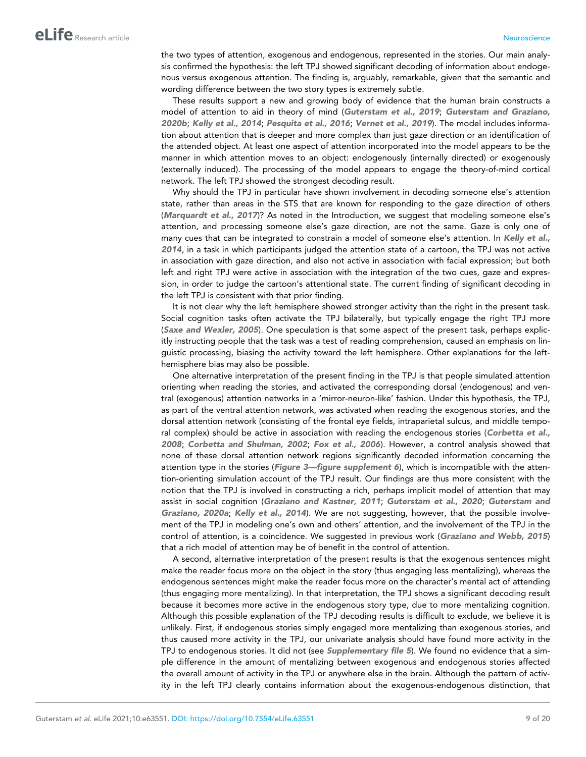the two types of attention, exogenous and endogenous, represented in the stories. Our main analysis confirmed the hypothesis: the left TPJ showed significant decoding of information about endogenous versus exogenous attention. The finding is, arguably, remarkable, given that the semantic and wording difference between the two story types is extremely subtle.

These results support a new and growing body of evidence that the human brain constructs a model of attention to aid in theory of mind (*Guterstam et al., 2019*; *Guterstam and Graziano, 2020b*; *Kelly et al., 2014*; *Pesquita et al., 2016*; *Vernet et al., 2019*). The model includes information about attention that is deeper and more complex than just gaze direction or an identification of the attended object. At least one aspect of attention incorporated into the model appears to be the manner in which attention moves to an object: endogenously (internally directed) or exogenously (externally induced). The processing of the model appears to engage the theory-of-mind cortical network. The left TPJ showed the strongest decoding result.

Why should the TPJ in particular have shown involvement in decoding someone else's attention state, rather than areas in the STS that are known for responding to the gaze direction of others (*Marquardt et al., 2017*)? As noted in the Introduction, we suggest that modeling someone else's attention, and processing someone else's gaze direction, are not the same. Gaze is only one of many cues that can be integrated to constrain a model of someone else's attention. In *Kelly et al., 2014*, in a task in which participants judged the attention state of a cartoon, the TPJ was not active in association with gaze direction, and also not active in association with facial expression; but both left and right TPJ were active in association with the integration of the two cues, gaze and expression, in order to judge the cartoon's attentional state. The current finding of significant decoding in the left TPJ is consistent with that prior finding.

It is not clear why the left hemisphere showed stronger activity than the right in the present task. Social cognition tasks often activate the TPJ bilaterally, but typically engage the right TPJ more (*Saxe and Wexler, 2005*). One speculation is that some aspect of the present task, perhaps explicitly instructing people that the task was a test of reading comprehension, caused an emphasis on linguistic processing, biasing the activity toward the left hemisphere. Other explanations for the left-hemisphere bias may also be possible.

One alternative interpretation of the present finding in the TPJ is that people simulated attention orienting when reading the stories, and activated the corresponding dorsal (endogenous) and ventral (exogenous) attention networks in a 'mirror-neuron-like' fashion. Under this hypothesis, the TPJ, as part of the ventral attention network, was activated when reading the exogenous stories, and the dorsal attention network (consisting of the frontal eye fields, intraparietal sulcus, and middle temporal complex) should be active in association with reading the endogenous stories (*Corbetta et al., 2008*; *Corbetta and Shulman, 2002*; *Fox et al., 2006*). However, a control analysis showed that none of these dorsal attention network regions significantly decoded information concerning the attention type in the stories (*Figure 3—figure supplement 6*), which is incompatible with the attention-orienting simulation account of the TPJ result. Our findings are thus more consistent with the notion that the TPJ is involved in constructing a rich, perhaps implicit model of attention that may assist in social cognition (*Graziano and Kastner, 2011*; *Guterstam et al., 2020*; *Guterstam and Graziano, 2020a*; *Kelly et al., 2014*). We are not suggesting, however, that the possible involvement of the TPJ in modeling one's own and others' attention, and the involvement of the TPJ in the control of attention, is a coincidence. We suggested in previous work (*Graziano and Webb, 2015*) that a rich model of attention may be of benefit in the control of attention.

A second, alternative interpretation of the present results is that the exogenous sentences might make the reader focus more on the object in the story (thus engaging less mentalizing), whereas the endogenous sentences might make the reader focus more on the character's mental act of attending (thus engaging more mentalizing). In that interpretation, the TPJ shows a significant decoding result because it becomes more active in the endogenous story type, due to more mentalizing cognition. Although this possible explanation of the TPJ decoding results is difficult to exclude, we believe it is unlikely. First, if endogenous stories simply engaged more mentalizing than exogenous stories, and thus caused more activity in the TPJ, our univariate analysis should have found more activity in the TPJ to endogenous stories. It did not (see *Supplementary file 5*). We found no evidence that a simple difference in the amount of mentalizing between exogenous and endogenous stories affected the overall amount of activity in the TPJ or anywhere else in the brain. Although the pattern of activity in the left TPJ clearly contains information about the exogenous-endogenous distinction, that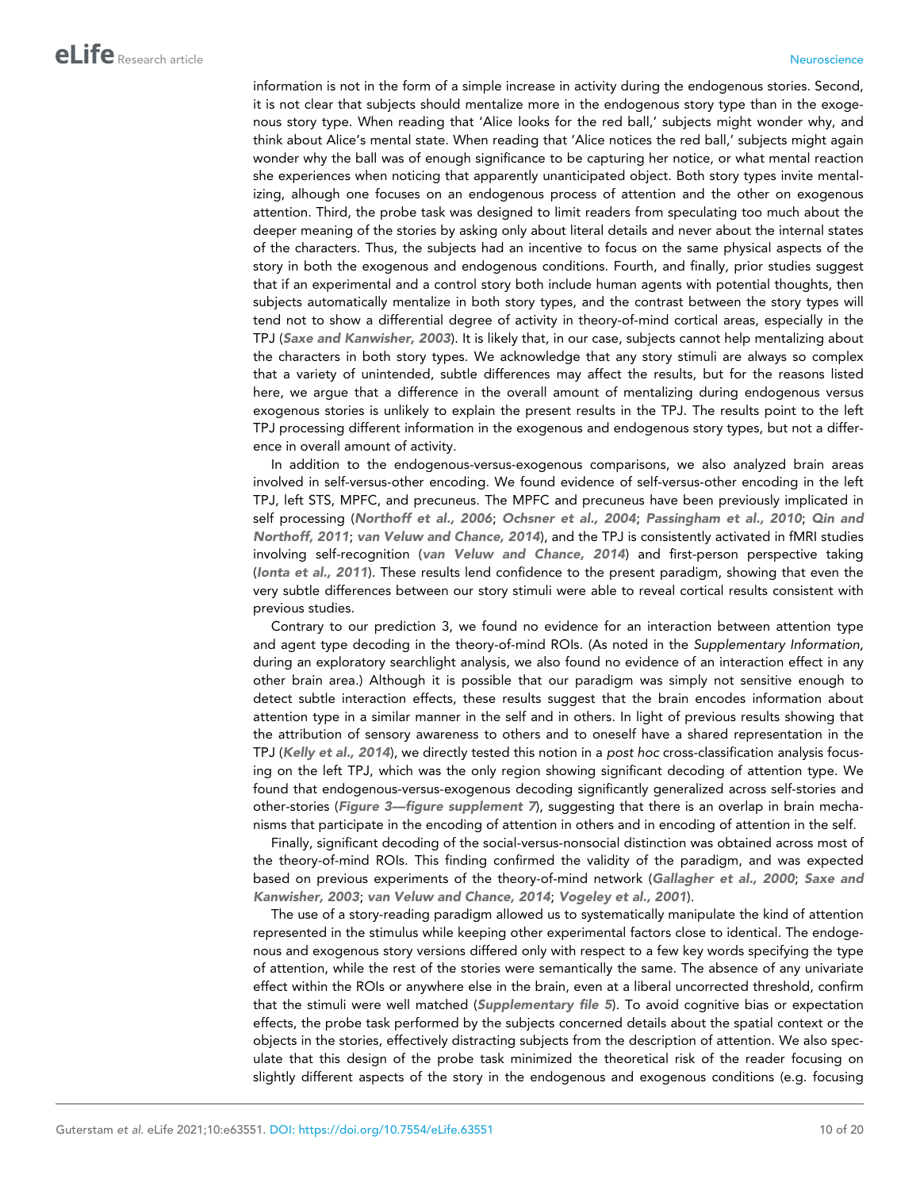information is not in the form of a simple increase in activity during the endogenous stories. Second, it is not clear that subjects should mentalize more in the endogenous story type than in the exogenous story type. When reading that 'Alice looks for the red ball,' subjects might wonder why, and think about Alice's mental state. When reading that 'Alice notices the red ball,' subjects might again wonder why the ball was of enough significance to be capturing her notice, or what mental reaction she experiences when noticing that apparently unanticipated object. Both story types invite mentalizing, alhough one focuses on an endogenous process of attention and the other on exogenous attention. Third, the probe task was designed to limit readers from speculating too much about the deeper meaning of the stories by asking only about literal details and never about the internal states of the characters. Thus, the subjects had an incentive to focus on the same physical aspects of the story in both the exogenous and endogenous conditions. Fourth, and finally, prior studies suggest that if an experimental and a control story both include human agents with potential thoughts, then subjects automatically mentalize in both story types, and the contrast between the story types will tend not to show a differential degree of activity in theory-of-mind cortical areas, especially in the TPJ (*Saxe and Kanwisher, 2003*). It is likely that, in our case, subjects cannot help mentalizing about the characters in both story types. We acknowledge that any story stimuli are always so complex that a variety of unintended, subtle differences may affect the results, but for the reasons listed here, we argue that a difference in the overall amount of mentalizing during endogenous versus exogenous stories is unlikely to explain the present results in the TPJ. The results point to the left TPJ processing different information in the exogenous and endogenous story types, but not a difference in overall amount of activity.

In addition to the endogenous-versus-exogenous comparisons, we also analyzed brain areas involved in self-versus-other encoding. We found evidence of self-versus-other encoding in the left TPJ, left STS, MPFC, and precuneus. The MPFC and precuneus have been previously implicated in self processing (*Northoff et al., 2006*; *Ochsner et al., 2004*; *Passingham et al., 2010*; *Qin and Northoff, 2011*; *van Veluw and Chance, 2014*), and the TPJ is consistently activated in fMRI studies involving self-recognition (*van Veluw and Chance, 2014*) and first-person perspective taking (*Ionta et al., 2011*). These results lend confidence to the present paradigm, showing that even the very subtle differences between our story stimuli were able to reveal cortical results consistent with previous studies.

Contrary to our prediction 3, we found no evidence for an interaction between attention type and agent type decoding in the theory-of-mind ROIs. (As noted in the *Supplementary Information*, during an exploratory searchlight analysis, we also found no evidence of an interaction effect in any other brain area.) Although it is possible that our paradigm was simply not sensitive enough to detect subtle interaction effects, these results suggest that the brain encodes information about attention type in a similar manner in the self and in others. In light of previous results showing that the attribution of sensory awareness to others and to oneself have a shared representation in the TPJ (*Kelly et al., 2014*), we directly tested this notion in a *post hoc* cross-classification analysis focusing on the left TPJ, which was the only region showing significant decoding of attention type. We found that endogenous-versus-exogenous decoding significantly generalized across self-stories and other-stories (*Figure 3—figure supplement 7*), suggesting that there is an overlap in brain mechanisms that participate in the encoding of attention in others and in encoding of attention in the self.

Finally, significant decoding of the social-versus-nonsocial distinction was obtained across most of the theory-of-mind ROIs. This finding confirmed the validity of the paradigm, and was expected based on previous experiments of the theory-of-mind network (*Gallagher et al., 2000*; *Saxe and Kanwisher, 2003*; *van Veluw and Chance, 2014*; *Vogeley et al., 2001*).

The use of a story-reading paradigm allowed us to systematically manipulate the kind of attention represented in the stimulus while keeping other experimental factors close to identical. The endogenous and exogenous story versions differed only with respect to a few key words specifying the type of attention, while the rest of the stories were semantically the same. The absence of any univariate effect within the ROIs or anywhere else in the brain, even at a liberal uncorrected threshold, confirm that the stimuli were well matched (*Supplementary file 5*). To avoid cognitive bias or expectation effects, the probe task performed by the subjects concerned details about the spatial context or the objects in the stories, effectively distracting subjects from the description of attention. We also speculate that this design of the probe task minimized the theoretical risk of the reader focusing on slightly different aspects of the story in the endogenous and exogenous conditions (e.g. focusing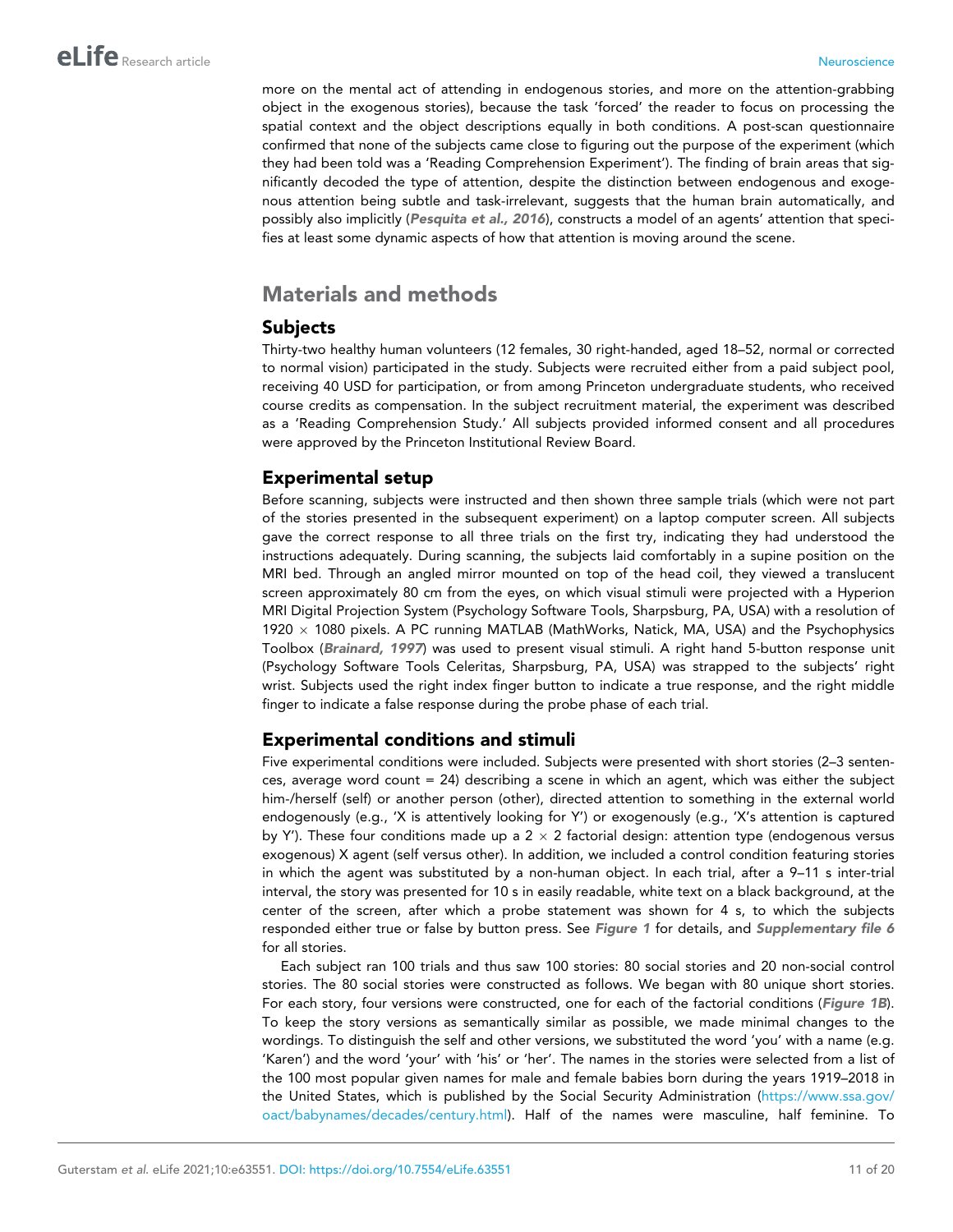more on the mental act of attending in endogenous stories, and more on the attention-grabbing object in the exogenous stories), because the task 'forced' the reader to focus on processing the spatial context and the object descriptions equally in both conditions. A post-scan questionnaire confirmed that none of the subjects came close to figuring out the purpose of the experiment (which they had been told was a 'Reading Comprehension Experiment'). The finding of brain areas that significantly decoded the type of attention, despite the distinction between endogenous and exogenous attention being subtle and task-irrelevant, suggests that the human brain automatically, and possibly also implicitly (*Pesquita et al., 2016*), constructs a model of an agents' attention that specifies at least some dynamic aspects of how that attention is moving around the scene.

## Materials and methods

### Subjects

Thirty-two healthy human volunteers (12 females, 30 right-handed, aged 18–52, normal or corrected to normal vision) participated in the study. Subjects were recruited either from a paid subject pool, receiving 40 USD for participation, or from among Princeton undergraduate students, who received course credits as compensation. In the subject recruitment material, the experiment was described as a 'Reading Comprehension Study.' All subjects provided informed consent and all procedures were approved by the Princeton Institutional Review Board.

### Experimental setup

Before scanning, subjects were instructed and then shown three sample trials (which were not part of the stories presented in the subsequent experiment) on a laptop computer screen. All subjects gave the correct response to all three trials on the first try, indicating they had understood the instructions adequately. During scanning, the subjects laid comfortably in a supine position on the MRI bed. Through an angled mirror mounted on top of the head coil, they viewed a translucent screen approximately 80 cm from the eyes, on which visual stimuli were projected with a Hyperion MRI Digital Projection System (Psychology Software Tools, Sharpsburg, PA, USA) with a resolution of 1920 × 1080 pixels. A PC running MATLAB (MathWorks, Natick, MA, USA) and the Psychophysics Toolbox (*Brainard, 1997*) was used to present visual stimuli. A right hand 5-button response unit (Psychology Software Tools Celeritas, Sharpsburg, PA, USA) was strapped to the subjects' right wrist. Subjects used the right index finger button to indicate a true response, and the right middle finger to indicate a false response during the probe phase of each trial.

### Experimental conditions and stimuli

Five experimental conditions were included. Subjects were presented with short stories (2–3 sentences, average word count = 24) describing a scene in which an agent, which was either the subject him-/herself (self) or another person (other), directed attention to something in the external world endogenously (e.g., 'X is attentively looking for Y') or exogenously (e.g., 'X's attention is captured by Y'). These four conditions made up a 2 × 2 factorial design: attention type (endogenous versus exogenous) X agent (self versus other). In addition, we included a control condition featuring stories in which the agent was substituted by a non-human object. In each trial, after a 9–11 s inter-trial interval, the story was presented for 10 s in easily readable, white text on a black background, at the center of the screen, after which a probe statement was shown for 4 s, to which the subjects responded either true or false by button press. See *Figure 1* for details, and *Supplementary file 6* for all stories.

Each subject ran 100 trials and thus saw 100 stories: 80 social stories and 20 non-social control stories. The 80 social stories were constructed as follows. We began with 80 unique short stories. For each story, four versions were constructed, one for each of the factorial conditions (*Figure 1B*). To keep the story versions as semantically similar as possible, we made minimal changes to the wordings. To distinguish the self and other versions, we substituted the word 'you' with a name (e.g. 'Karen') and the word 'your' with 'his' or 'her'. The names in the stories were selected from a list of the 100 most popular given names for male and female babies born during the years 1919–2018 in the United States, which is published by the Social Security Administration (https://www.ssa.gov/oact/babynames/decades/century.html). Half of the names were masculine, half feminine. To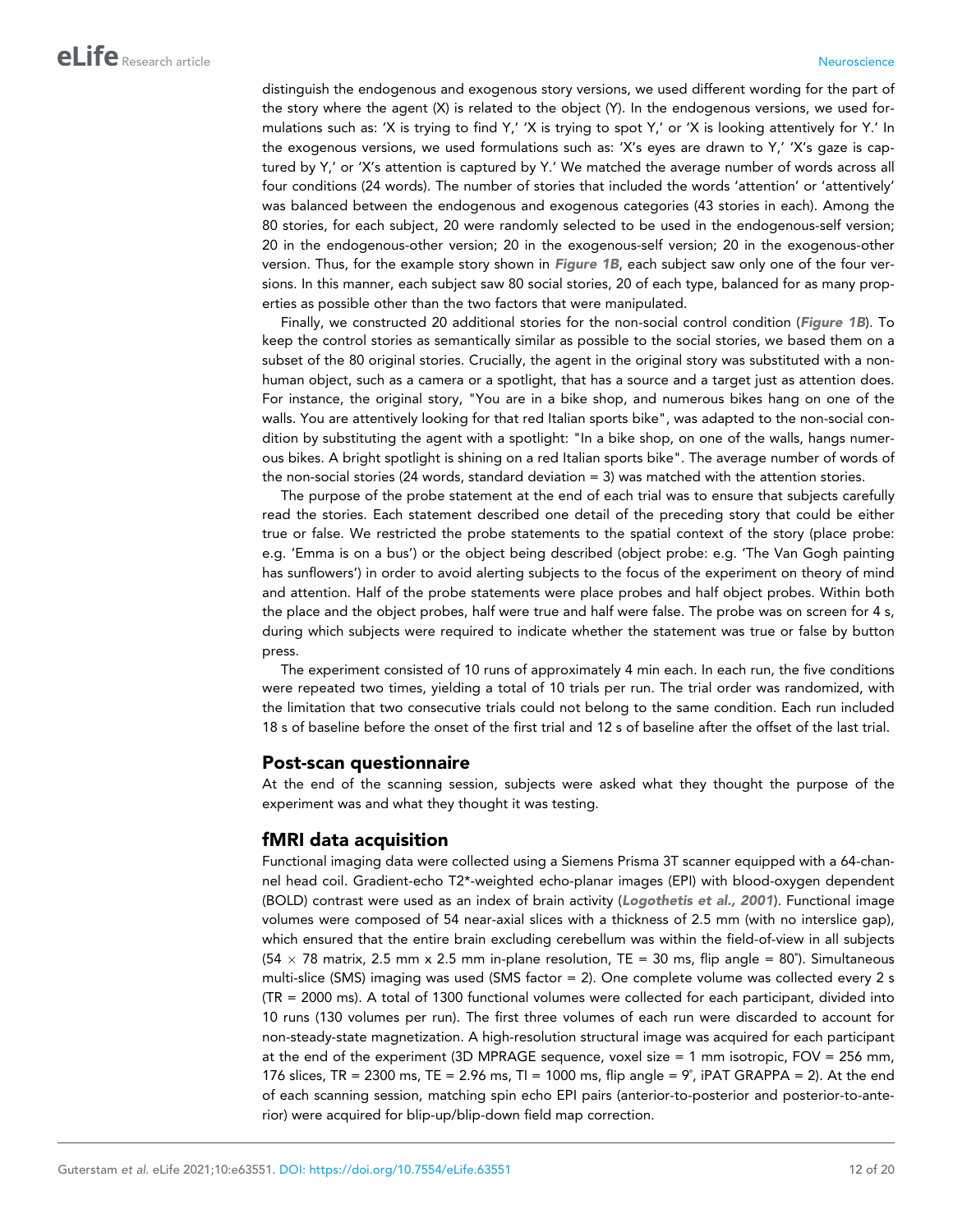distinguish the endogenous and exogenous story versions, we used different wording for the part of the story where the agent (X) is related to the object (Y). In the endogenous versions, we used formulations such as: 'X is trying to find Y,' 'X is trying to spot Y,' or 'X is looking attentively for Y.' In the exogenous versions, we used formulations such as: 'X's eyes are drawn to Y,' 'X's gaze is captured by Y,' or 'X's attention is captured by Y.' We matched the average number of words across all four conditions (24 words). The number of stories that included the words 'attention' or 'attentively' was balanced between the endogenous and exogenous categories (43 stories in each). Among the 80 stories, for each subject, 20 were randomly selected to be used in the endogenous-self version; 20 in the endogenous-other version; 20 in the exogenous-self version; 20 in the exogenous-other version. Thus, for the example story shown in ***Figure 1B***, each subject saw only one of the four versions. In this manner, each subject saw 80 social stories, 20 of each type, balanced for as many properties as possible other than the two factors that were manipulated.

Finally, we constructed 20 additional stories for the non-social control condition (***Figure 1B***). To keep the control stories as semantically similar as possible to the social stories, we based them on a subset of the 80 original stories. Crucially, the agent in the original story was substituted with a non-human object, such as a camera or a spotlight, that has a source and a target just as attention does. For instance, the original story, "You are in a bike shop, and numerous bikes hang on one of the walls. You are attentively looking for that red Italian sports bike", was adapted to the non-social condition by substituting the agent with a spotlight: "In a bike shop, on one of the walls, hangs numerous bikes. A bright spotlight is shining on a red Italian sports bike". The average number of words of the non-social stories (24 words, standard deviation = 3) was matched with the attention stories.

The purpose of the probe statement at the end of each trial was to ensure that subjects carefully read the stories. Each statement described one detail of the preceding story that could be either true or false. We restricted the probe statements to the spatial context of the story (place probe: e.g. 'Emma is on a bus') or the object being described (object probe: e.g. 'The Van Gogh painting has sunflowers') in order to avoid alerting subjects to the focus of the experiment on theory of mind and attention. Half of the probe statements were place probes and half object probes. Within both the place and the object probes, half were true and half were false. The probe was on screen for 4 s, during which subjects were required to indicate whether the statement was true or false by button press.

The experiment consisted of 10 runs of approximately 4 min each. In each run, the five conditions were repeated two times, yielding a total of 10 trials per run. The trial order was randomized, with the limitation that two consecutive trials could not belong to the same condition. Each run included 18 s of baseline before the onset of the first trial and 12 s of baseline after the offset of the last trial.

## Post-scan questionnaire

At the end of the scanning session, subjects were asked what they thought the purpose of the experiment was and what they thought it was testing.

## fMRI data acquisition

Functional imaging data were collected using a Siemens Prisma 3T scanner equipped with a 64-channel head coil. Gradient-echo T2*-weighted echo-planar images (EPI) with blood-oxygen dependent (BOLD) contrast were used as an index of brain activity (***Logothetis et al., 2001***). Functional image volumes were composed of 54 near-axial slices with a thickness of 2.5 mm (with no interslice gap), which ensured that the entire brain excluding cerebellum was within the field-of-view in all subjects ($54 \times 78$ matrix, 2.5 mm x 2.5 mm in-plane resolution, TE = 30 ms, flip angle = 80˚). Simultaneous multi-slice (SMS) imaging was used (SMS factor = 2). One complete volume was collected every 2 s (TR = 2000 ms). A total of 1300 functional volumes were collected for each participant, divided into 10 runs (130 volumes per run). The first three volumes of each run were discarded to account for non-steady-state magnetization. A high-resolution structural image was acquired for each participant at the end of the experiment (3D MPRAGE sequence, voxel size = 1 mm isotropic, FOV = 256 mm, 176 slices, TR = 2300 ms, TE = 2.96 ms, TI = 1000 ms, flip angle = 9˚, iPAT GRAPPA = 2). At the end of each scanning session, matching spin echo EPI pairs (anterior-to-posterior and posterior-to-anterior) were acquired for blip-up/blip-down field map correction.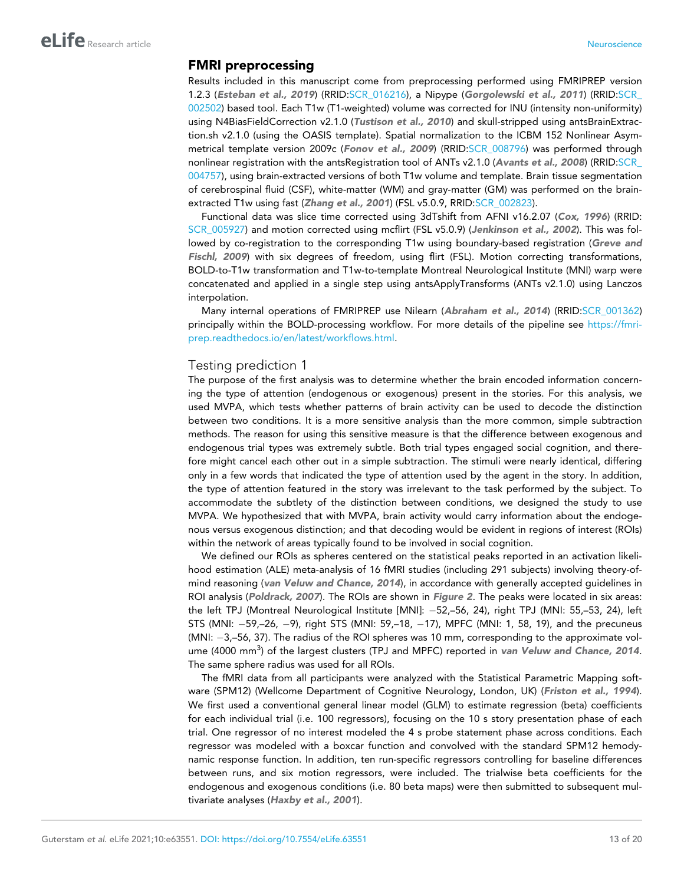## FMRI preprocessing

Results included in this manuscript come from preprocessing performed using FMRIPREP version 1.2.3 (**Esteban et al., 2019**) (RRID:SCR_016216), a Nipype (**Gorgolewski et al., 2011**) (RRID:SCR_002502) based tool. Each T1w (T1-weighted) volume was corrected for INU (intensity non-uniformity) using N4BiasFieldCorrection v2.1.0 (**Tustison et al., 2010**) and skull-stripped using antsBrainExtraction.sh v2.1.0 (using the OASIS template). Spatial normalization to the ICBM 152 Nonlinear Asymmetrical template version 2009c (**Fonov et al., 2009**) (RRID:SCR_008796) was performed through nonlinear registration with the antsRegistration tool of ANTs v2.1.0 (**Avants et al., 2008**) (RRID:SCR_004757), using brain-extracted versions of both T1w volume and template. Brain tissue segmentation of cerebrospinal fluid (CSF), white-matter (WM) and gray-matter (GM) was performed on the brain-extracted T1w using fast (**Zhang et al., 2001**) (FSL v5.0.9, RRID:SCR_002823).

Functional data was slice time corrected using 3dTshift from AFNI v16.2.07 (**Cox, 1996**) (RRID:SCR_005927) and motion corrected using mcflirt (FSL v5.0.9) (**Jenkinson et al., 2002**). This was followed by co-registration to the corresponding T1w using boundary-based registration (**Greve and Fischl, 2009**) with six degrees of freedom, using flirt (FSL). Motion correcting transformations, BOLD-to-T1w transformation and T1w-to-template Montreal Neurological Institute (MNI) warp were concatenated and applied in a single step using antsApplyTransforms (ANTs v2.1.0) using Lanczos interpolation.

Many internal operations of FMRIPREP use Nilearn (**Abraham et al., 2014**) (RRID:SCR_001362) principally within the BOLD-processing workflow. For more details of the pipeline see https://fmriprep.readthedocs.io/en/latest/workflows.html.

## Testing prediction 1

The purpose of the first analysis was to determine whether the brain encoded information concerning the type of attention (endogenous or exogenous) present in the stories. For this analysis, we used MVPA, which tests whether patterns of brain activity can be used to decode the distinction between two conditions. It is a more sensitive analysis than the more common, simple subtraction methods. The reason for using this sensitive measure is that the difference between exogenous and endogenous trial types was extremely subtle. Both trial types engaged social cognition, and therefore might cancel each other out in a simple subtraction. The stimuli were nearly identical, differing only in a few words that indicated the type of attention used by the agent in the story. In addition, the type of attention featured in the story was irrelevant to the task performed by the subject. To accommodate the subtlety of the distinction between conditions, we designed the study to use MVPA. We hypothesized that with MVPA, brain activity would carry information about the endogenous versus exogenous distinction; and that decoding would be evident in regions of interest (ROIs) within the network of areas typically found to be involved in social cognition.

We defined our ROIs as spheres centered on the statistical peaks reported in an activation likelihood estimation (ALE) meta-analysis of 16 fMRI studies (including 291 subjects) involving theory-of-mind reasoning (**van Veluw and Chance, 2014**), in accordance with generally accepted guidelines in ROI analysis (**Poldrack, 2007**). The ROIs are shown in **Figure 2**. The peaks were located in six areas: the left TPJ (Montreal Neurological Institute [MNI]: −52,–56, 24), right TPJ (MNI: 55,–53, 24), left STS (MNI: −59,–26, −9), right STS (MNI: 59,–18, −17), MPFC (MNI: 1, 58, 19), and the precuneus (MNI: −3,–56, 37). The radius of the ROI spheres was 10 mm, corresponding to the approximate volume (4000 $mm^3$) of the largest clusters (TPJ and MPFC) reported in **van Veluw and Chance, 2014**. The same sphere radius was used for all ROIs.

The fMRI data from all participants were analyzed with the Statistical Parametric Mapping software (SPM12) (Wellcome Department of Cognitive Neurology, London, UK) (**Friston et al., 1994**). We first used a conventional general linear model (GLM) to estimate regression (beta) coefficients for each individual trial (i.e. 100 regressors), focusing on the 10 s story presentation phase of each trial. One regressor of no interest modeled the 4 s probe statement phase across conditions. Each regressor was modeled with a boxcar function and convolved with the standard SPM12 hemodynamic response function. In addition, ten run-specific regressors controlling for baseline differences between runs, and six motion regressors, were included. The trialwise beta coefficients for the endogenous and exogenous conditions (i.e. 80 beta maps) were then submitted to subsequent multivariate analyses (**Haxby et al., 2001**).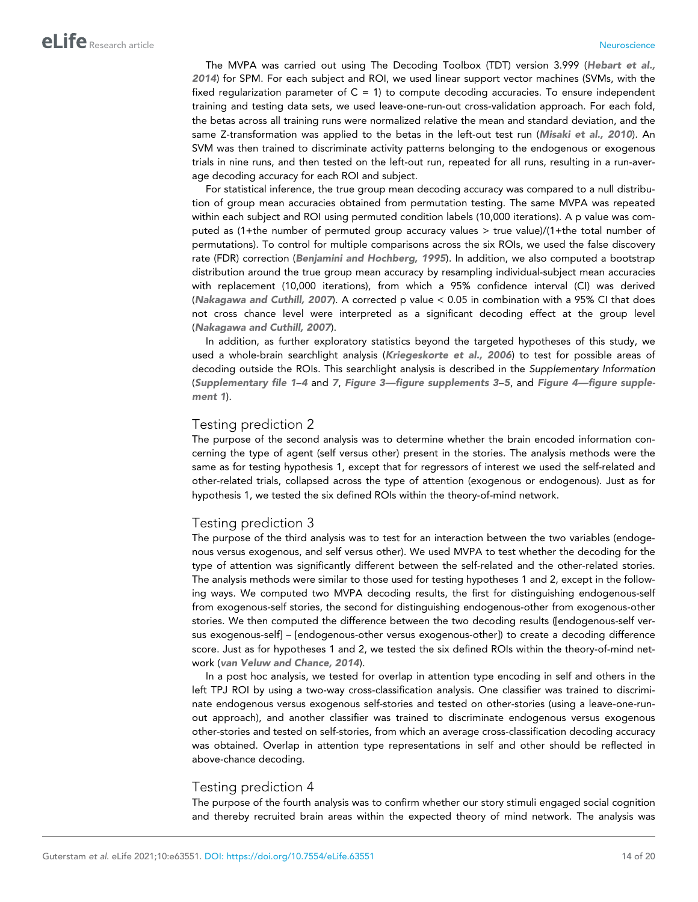The MVPA was carried out using The Decoding Toolbox (TDT) version 3.999 (***Hebart et al., 2014***) for SPM. For each subject and ROI, we used linear support vector machines (SVMs, with the fixed regularization parameter of C = 1) to compute decoding accuracies. To ensure independent training and testing data sets, we used leave-one-run-out cross-validation approach. For each fold, the betas across all training runs were normalized relative the mean and standard deviation, and the same Z-transformation was applied to the betas in the left-out test run (***Misaki et al., 2010***). An SVM was then trained to discriminate activity patterns belonging to the endogenous or exogenous trials in nine runs, and then tested on the left-out run, repeated for all runs, resulting in a run-average decoding accuracy for each ROI and subject.

For statistical inference, the true group mean decoding accuracy was compared to a null distribution of group mean accuracies obtained from permutation testing. The same MVPA was repeated within each subject and ROI using permuted condition labels (10,000 iterations). A p value was computed as (1+the number of permuted group accuracy values > true value)/(1+the total number of permutations). To control for multiple comparisons across the six ROIs, we used the false discovery rate (FDR) correction (***Benjamini and Hochberg, 1995***). In addition, we also computed a bootstrap distribution around the true group mean accuracy by resampling individual-subject mean accuracies with replacement (10,000 iterations), from which a 95% confidence interval (CI) was derived (***Nakagawa and Cuthill, 2007***). A corrected p value < 0.05 in combination with a 95% CI that does not cross chance level were interpreted as a significant decoding effect at the group level (***Nakagawa and Cuthill, 2007***).

In addition, as further exploratory statistics beyond the targeted hypotheses of this study, we used a whole-brain searchlight analysis (***Kriegeskorte et al., 2006***) to test for possible areas of decoding outside the ROIs. This searchlight analysis is described in the *Supplementary Information* (***Supplementary file 1–4*** and ***7***, ***Figure 3—figure supplements 3–5***, and ***Figure 4—figure supplement 1***).

## Testing prediction 2

The purpose of the second analysis was to determine whether the brain encoded information concerning the type of agent (self versus other) present in the stories. The analysis methods were the same as for testing hypothesis 1, except that for regressors of interest we used the self-related and other-related trials, collapsed across the type of attention (exogenous or endogenous). Just as for hypothesis 1, we tested the six defined ROIs within the theory-of-mind network.

## Testing prediction 3

The purpose of the third analysis was to test for an interaction between the two variables (endogenous versus exogenous, and self versus other). We used MVPA to test whether the decoding for the type of attention was significantly different between the self-related and the other-related stories. The analysis methods were similar to those used for testing hypotheses 1 and 2, except in the following ways. We computed two MVPA decoding results, the first for distinguishing endogenous-self from exogenous-self stories, the second for distinguishing endogenous-other from exogenous-other stories. We then computed the difference between the two decoding results ([endogenous-self versus exogenous-self] – [endogenous-other versus exogenous-other]) to create a decoding difference score. Just as for hypotheses 1 and 2, we tested the six defined ROIs within the theory-of-mind network (***van Veluw and Chance, 2014***).

In a post hoc analysis, we tested for overlap in attention type encoding in self and others in the left TPJ ROI by using a two-way cross-classification analysis. One classifier was trained to discriminate endogenous versus exogenous self-stories and tested on other-stories (using a leave-one-run-out approach), and another classifier was trained to discriminate endogenous versus exogenous other-stories and tested on self-stories, from which an average cross-classification decoding accuracy was obtained. Overlap in attention type representations in self and other should be reflected in above-chance decoding.

## Testing prediction 4

The purpose of the fourth analysis was to confirm whether our story stimuli engaged social cognition and thereby recruited brain areas within the expected theory of mind network. The analysis was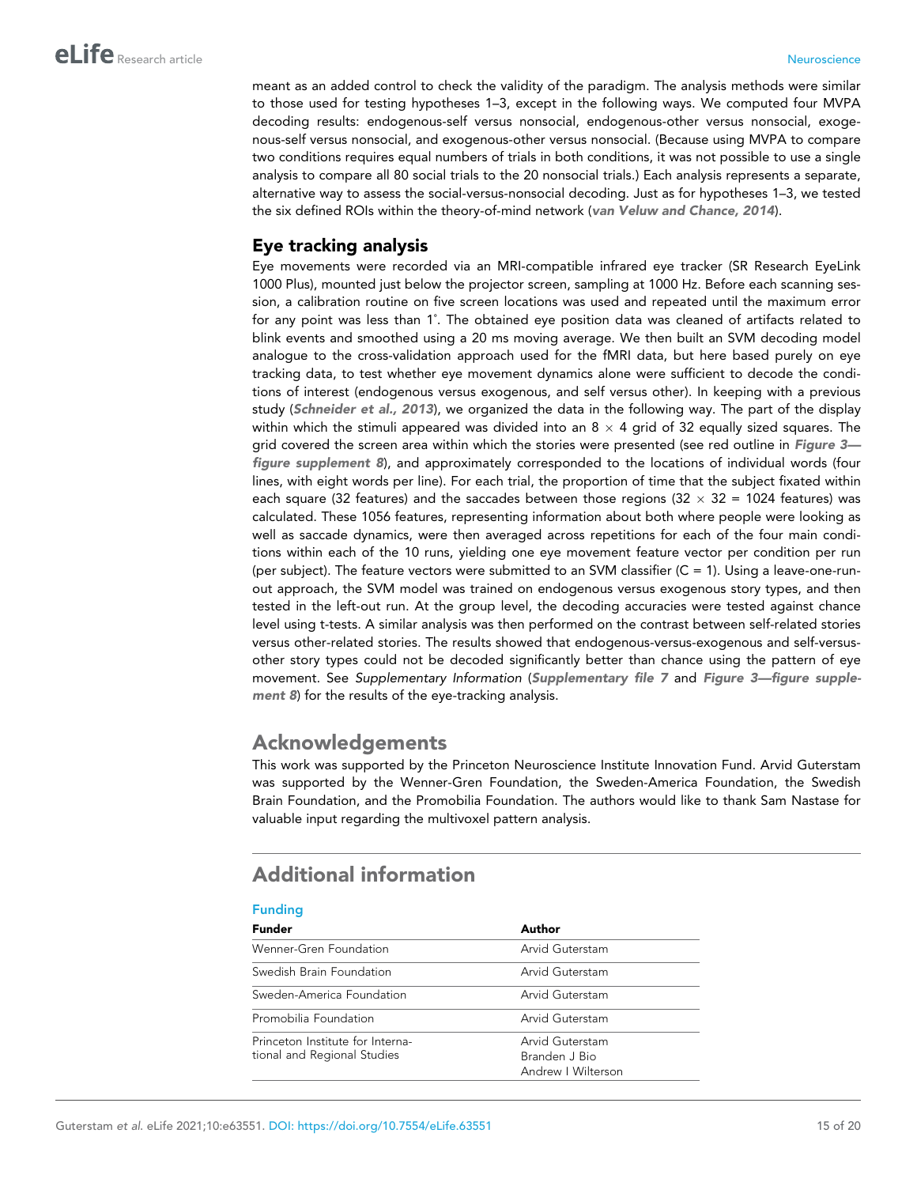meant as an added control to check the validity of the paradigm. The analysis methods were similar to those used for testing hypotheses 1–3, except in the following ways. We computed four MVPA decoding results: endogenous-self versus nonsocial, endogenous-other versus nonsocial, exogenous-self versus nonsocial, and exogenous-other versus nonsocial. (Because using MVPA to compare two conditions requires equal numbers of trials in both conditions, it was not possible to use a single analysis to compare all 80 social trials to the 20 nonsocial trials.) Each analysis represents a separate, alternative way to assess the social-versus-nonsocial decoding. Just as for hypotheses 1–3, we tested the six defined ROIs within the theory-of-mind network (**van Veluw and Chance, 2014**).

## Eye tracking analysis

Eye movements were recorded via an MRI-compatible infrared eye tracker (SR Research EyeLink 1000 Plus), mounted just below the projector screen, sampling at 1000 Hz. Before each scanning session, a calibration routine on five screen locations was used and repeated until the maximum error for any point was less than 1˚. The obtained eye position data was cleaned of artifacts related to blink events and smoothed using a 20 ms moving average. We then built an SVM decoding model analogue to the cross-validation approach used for the fMRI data, but here based purely on eye tracking data, to test whether eye movement dynamics alone were sufficient to decode the conditions of interest (endogenous versus exogenous, and self versus other). In keeping with a previous study (**Schneider et al., 2013**), we organized the data in the following way. The part of the display within which the stimuli appeared was divided into an 8 × 4 grid of 32 equally sized squares. The grid covered the screen area within which the stories were presented (see red outline in **Figure 3—figure supplement 8**), and approximately corresponded to the locations of individual words (four lines, with eight words per line). For each trial, the proportion of time that the subject fixated within each square (32 features) and the saccades between those regions (32 × 32 = 1024 features) was calculated. These 1056 features, representing information about both where people were looking as well as saccade dynamics, were then averaged across repetitions for each of the four main conditions within each of the 10 runs, yielding one eye movement feature vector per condition per run (per subject). The feature vectors were submitted to an SVM classifier (C = 1). Using a leave-one-run-out approach, the SVM model was trained on endogenous versus exogenous story types, and then tested in the left-out run. At the group level, the decoding accuracies were tested against chance level using t-tests. A similar analysis was then performed on the contrast between self-related stories versus other-related stories. The results showed that endogenous-versus-exogenous and self-versus-other story types could not be decoded significantly better than chance using the pattern of eye movement. See *Supplementary Information* (**Supplementary file 7** and **Figure 3—figure supplement 8**) for the results of the eye-tracking analysis.

# Acknowledgements

This work was supported by the Princeton Neuroscience Institute Innovation Fund. Arvid Guterstam was supported by the Wenner-Gren Foundation, the Sweden-America Foundation, the Swedish Brain Foundation, and the Promobilia Foundation. The authors would like to thank Sam Nastase for valuable input regarding the multivoxel pattern analysis.

# Additional information

### Funding

| Funder | Author |
|---|---|
| Wenner-Gren Foundation | Arvid Guterstam |
| Swedish Brain Foundation | Arvid Guterstam |
| Sweden-America Foundation | Arvid Guterstam |
| Promobilia Foundation | Arvid Guterstam |
| Princeton Institute for International and Regional Studies | Arvid Guterstam<br>Branden J Bio<br>Andrew I Wilterson |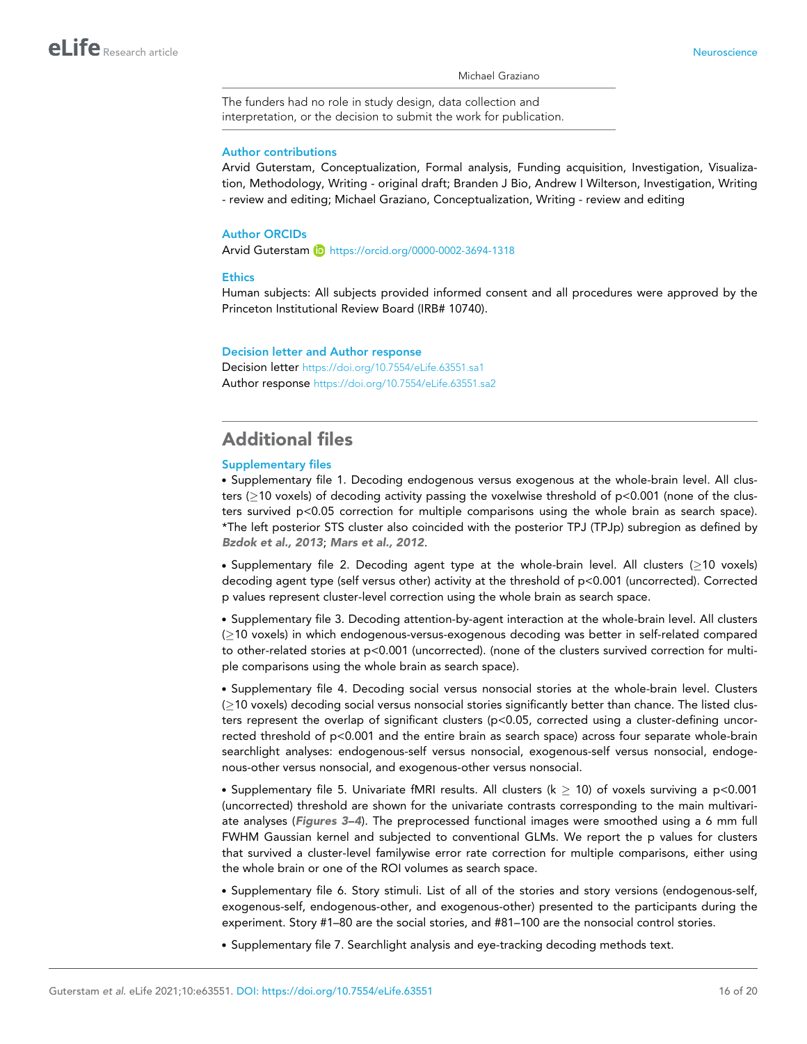Michael Graziano

The funders had no role in study design, data collection and interpretation, or the decision to submit the work for publication.

### Author contributions

Arvid Guterstam, Conceptualization, Formal analysis, Funding acquisition, Investigation, Visualization, Methodology, Writing - original draft; Branden J Bio, Andrew I Wilterson, Investigation, Writing - review and editing; Michael Graziano, Conceptualization, Writing - review and editing

### Author ORCIDs

Arvid Guterstam https://orcid.org/0000-0002-3694-1318

### Ethics

Human subjects: All subjects provided informed consent and all procedures were approved by the Princeton Institutional Review Board (IRB# 10740).

### Decision letter and Author response

Decision letter https://doi.org/10.7554/eLife.63551.sa1
Author response https://doi.org/10.7554/eLife.63551.sa2

## Additional files

### Supplementary files

- Supplementary file 1. Decoding endogenous versus exogenous at the whole-brain level. All clusters (≥10 voxels) of decoding activity passing the voxelwise threshold of p<0.001 (none of the clusters survived p<0.05 correction for multiple comparisons using the whole brain as search space). *The left posterior STS cluster also coincided with the posterior TPJ (TPJp) subregion as defined by ***Bzdok et al., 2013***; ***Mars et al., 2012***.

- Supplementary file 2. Decoding agent type at the whole-brain level. All clusters (≥10 voxels) decoding agent type (self versus other) activity at the threshold of p<0.001 (uncorrected). Corrected p values represent cluster-level correction using the whole brain as search space.

- Supplementary file 3. Decoding attention-by-agent interaction at the whole-brain level. All clusters (≥10 voxels) in which endogenous-versus-exogenous decoding was better in self-related compared to other-related stories at p<0.001 (uncorrected). (none of the clusters survived correction for multiple comparisons using the whole brain as search space).

- Supplementary file 4. Decoding social versus nonsocial stories at the whole-brain level. Clusters (≥10 voxels) decoding social versus nonsocial stories significantly better than chance. The listed clusters represent the overlap of significant clusters (p<0.05, corrected using a cluster-defining uncorrected threshold of p<0.001 and the entire brain as search space) across four separate whole-brain searchlight analyses: endogenous-self versus nonsocial, exogenous-self versus nonsocial, endogenous-other versus nonsocial, and exogenous-other versus nonsocial.

- Supplementary file 5. Univariate fMRI results. All clusters (k ≥ 10) of voxels surviving a p<0.001 (uncorrected) threshold are shown for the univariate contrasts corresponding to the main multivariate analyses (***Figures 3–4***). The preprocessed functional images were smoothed using a 6 mm full FWHM Gaussian kernel and subjected to conventional GLMs. We report the p values for clusters that survived a cluster-level familywise error rate correction for multiple comparisons, either using the whole brain or one of the ROI volumes as search space.

- Supplementary file 6. Story stimuli. List of all of the stories and story versions (endogenous-self, exogenous-self, endogenous-other, and exogenous-other) presented to the participants during the experiment. Story #1–80 are the social stories, and #81–100 are the nonsocial control stories.

- Supplementary file 7. Searchlight analysis and eye-tracking decoding methods text.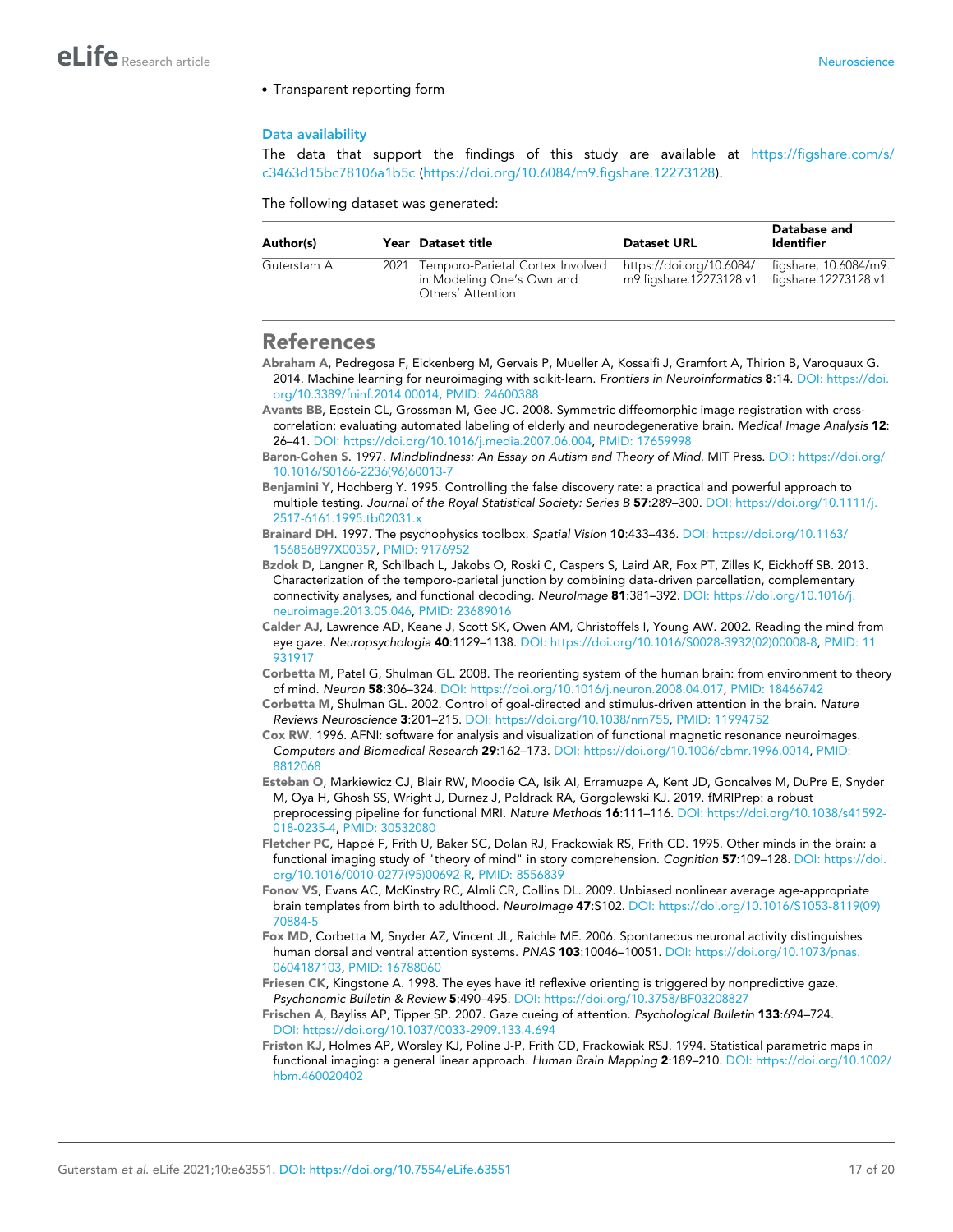- Transparent reporting form

### Data availability

The data that support the findings of this study are available at https://figshare.com/s/c3463d15bc78106a1b5c (https://doi.org/10.6084/m9.figshare.12273128).

The following dataset was generated:

| Author(s) | Year | Dataset title | Dataset URL | Database and Identifier |
|---|---|---|---|---|
| Guterstam A | 2021 | Temporo-Parietal Cortex Involved in Modeling One's Own and Others' Attention | https://doi.org/10.6084/m9.figshare.12273128.v1 | figshare, 10.6084/m9.figshare.12273128.v1 |

## References

**Abraham A**, Pedregosa F, Eickenberg M, Gervais P, Mueller A, Kossaifi J, Gramfort A, Thirion B, Varoquaux G. 2014. Machine learning for neuroimaging with scikit-learn. *Frontiers in Neuroinformatics* **8**:14. DOI: https://doi.org/10.3389/fninf.2014.00014, PMID: 24600388

**Avants BB**, Epstein CL, Grossman M, Gee JC. 2008. Symmetric diffeomorphic image registration with cross-correlation: evaluating automated labeling of elderly and neurodegenerative brain. *Medical Image Analysis* **12**:26–41. DOI: https://doi.org/10.1016/j.media.2007.06.004, PMID: 17659998

**Baron-Cohen S**. 1997. *Mindblindness: An Essay on Autism and Theory of Mind*. MIT Press. DOI: https://doi.org/10.1016/S0166-2236(96)60013-7

**Benjamini Y**, Hochberg Y. 1995. Controlling the false discovery rate: a practical and powerful approach to multiple testing. *Journal of the Royal Statistical Society: Series B* **57**:289–300. DOI: https://doi.org/10.1111/j.2517-6161.1995.tb02031.x

**Brainard DH**. 1997. The psychophysics toolbox. *Spatial Vision* **10**:433–436. DOI: https://doi.org/10.1163/156856897X00357, PMID: 9176952

**Bzdok D**, Langner R, Schilbach L, Jakobs O, Roski C, Caspers S, Laird AR, Fox PT, Zilles K, Eickhoff SB. 2013. Characterization of the temporo-parietal junction by combining data-driven parcellation, complementary connectivity analyses, and functional decoding. *NeuroImage* **81**:381–392. DOI: https://doi.org/10.1016/j.neuroimage.2013.05.046, PMID: 23689016

**Calder AJ**, Lawrence AD, Keane J, Scott SK, Owen AM, Christoffels I, Young AW. 2002. Reading the mind from eye gaze. *Neuropsychologia* **40**:1129–1138. DOI: https://doi.org/10.1016/S0028-3932(02)00008-8, PMID: 11931917

**Corbetta M**, Patel G, Shulman GL. 2008. The reorienting system of the human brain: from environment to theory of mind. *Neuron* **58**:306–324. DOI: https://doi.org/10.1016/j.neuron.2008.04.017, PMID: 18466742

**Corbetta M**, Shulman GL. 2002. Control of goal-directed and stimulus-driven attention in the brain. *Nature Reviews Neuroscience* **3**:201–215. DOI: https://doi.org/10.1038/nrn755, PMID: 11994752

**Cox RW**. 1996. AFNI: software for analysis and visualization of functional magnetic resonance neuroimages. *Computers and Biomedical Research* **29**:162–173. DOI: https://doi.org/10.1006/cbmr.1996.0014, PMID: 8812068

**Esteban O**, Markiewicz CJ, Blair RW, Moodie CA, Isik AI, Erramuzpe A, Kent JD, Goncalves M, DuPre E, Snyder M, Oya H, Ghosh SS, Wright J, Durnez J, Poldrack RA, Gorgolewski KJ. 2019. fMRIPrep: a robust preprocessing pipeline for functional MRI. *Nature Methods* **16**:111–116. DOI: https://doi.org/10.1038/s41592-018-0235-4, PMID: 30532080

**Fletcher PC**, Happé F, Frith U, Baker SC, Dolan RJ, Frackowiak RS, Frith CD. 1995. Other minds in the brain: a functional imaging study of "theory of mind" in story comprehension. *Cognition* **57**:109–128. DOI: https://doi.org/10.1016/0010-0277(95)00692-R, PMID: 8556839

**Fonov VS**, Evans AC, McKinstry RC, Almli CR, Collins DL. 2009. Unbiased nonlinear average age-appropriate brain templates from birth to adulthood. *NeuroImage* **47**:S102. DOI: https://doi.org/10.1016/S1053-8119(09)70884-5

**Fox MD**, Corbetta M, Snyder AZ, Vincent JL, Raichle ME. 2006. Spontaneous neuronal activity distinguishes human dorsal and ventral attention systems. *PNAS* **103**:10046–10051. DOI: https://doi.org/10.1073/pnas.0604187103, PMID: 16788060

**Friesen CK**, Kingstone A. 1998. The eyes have it! reflexive orienting is triggered by nonpredictive gaze. *Psychonomic Bulletin & Review* **5**:490–495. DOI: https://doi.org/10.3758/BF03208827

**Frischen A**, Bayliss AP, Tipper SP. 2007. Gaze cueing of attention. *Psychological Bulletin* **133**:694–724. DOI: https://doi.org/10.1037/0033-2909.133.4.694

**Friston KJ**, Holmes AP, Worsley KJ, Poline J-P, Frith CD, Frackowiak RSJ. 1994. Statistical parametric maps in functional imaging: a general linear approach. *Human Brain Mapping* **2**:189–210. DOI: https://doi.org/10.1002/hbm.460020402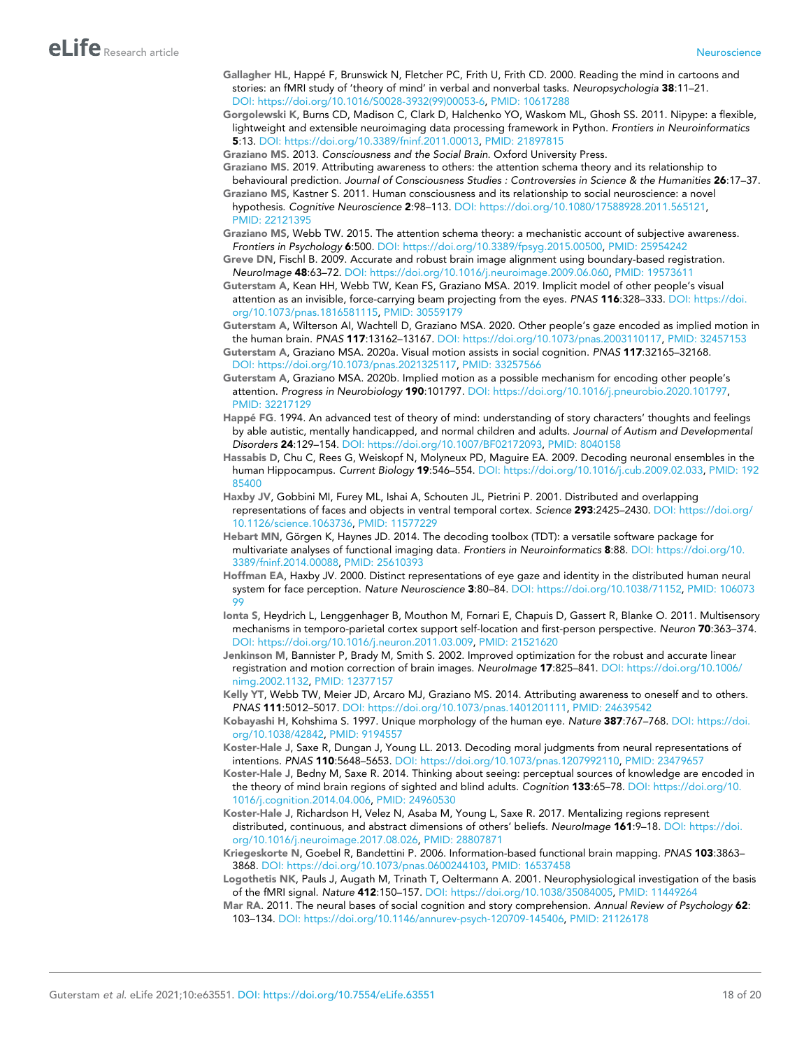Gallagher HL, Happé F, Brunswick N, Fletcher PC, Frith U, Frith CD. 2000. Reading the mind in cartoons and stories: an fMRI study of 'theory of mind' in verbal and nonverbal tasks. *Neuropsychologia* **38**:11–21. DOI: https://doi.org/10.1016/S0028-3932(99)00053-6, PMID: 10617288

Gorgolewski K, Burns CD, Madison C, Clark D, Halchenko YO, Waskom ML, Ghosh SS. 2011. Nipype: a flexible, lightweight and extensible neuroimaging data processing framework in Python. *Frontiers in Neuroinformatics* **5**:13. DOI: https://doi.org/10.3389/fninf.2011.00013, PMID: 21897815

Graziano MS. 2013. *Consciousness and the Social Brain*. Oxford University Press.

Graziano MS. 2019. Attributing awareness to others: the attention schema theory and its relationship to behavioural prediction. *Journal of Consciousness Studies : Controversies in Science & the Humanities* **26**:17–37.

Graziano MS, Kastner S. 2011. Human consciousness and its relationship to social neuroscience: a novel hypothesis. *Cognitive Neuroscience* **2**:98–113. DOI: https://doi.org/10.1080/17588928.2011.565121, PMID: 22121395

Graziano MS, Webb TW. 2015. The attention schema theory: a mechanistic account of subjective awareness. *Frontiers in Psychology* **6**:500. DOI: https://doi.org/10.3389/fpsyg.2015.00500, PMID: 25954242

Greve DN, Fischl B. 2009. Accurate and robust brain image alignment using boundary-based registration. *NeuroImage* **48**:63–72. DOI: https://doi.org/10.1016/j.neuroimage.2009.06.060, PMID: 19573611

Guterstam A, Kean HH, Webb TW, Kean FS, Graziano MSA. 2019. Implicit model of other people's visual attention as an invisible, force-carrying beam projecting from the eyes. *PNAS* **116**:328–333. DOI: https://doi.org/10.1073/pnas.1816581115, PMID: 30559179

Guterstam A, Wilterson AI, Wachtell D, Graziano MSA. 2020. Other people's gaze encoded as implied motion in the human brain. *PNAS* **117**:13162–13167. DOI: https://doi.org/10.1073/pnas.2003110117, PMID: 32457153

Guterstam A, Graziano MSA. 2020a. Visual motion assists in social cognition. *PNAS* **117**:32165–32168. DOI: https://doi.org/10.1073/pnas.2021325117, PMID: 33257566

Guterstam A, Graziano MSA. 2020b. Implied motion as a possible mechanism for encoding other people's attention. *Progress in Neurobiology* **190**:101797. DOI: https://doi.org/10.1016/j.pneurobio.2020.101797, PMID: 32217129

Happé FG. 1994. An advanced test of theory of mind: understanding of story characters' thoughts and feelings by able autistic, mentally handicapped, and normal children and adults. *Journal of Autism and Developmental Disorders* **24**:129–154. DOI: https://doi.org/10.1007/BF02172093, PMID: 8040158

Hassabis D, Chu C, Rees G, Weiskopf N, Molyneux PD, Maguire EA. 2009. Decoding neuronal ensembles in the human Hippocampus. *Current Biology* **19**:546–554. DOI: https://doi.org/10.1016/j.cub.2009.02.033, PMID: 19285400

Haxby JV, Gobbini MI, Furey ML, Ishai A, Schouten JL, Pietrini P. 2001. Distributed and overlapping representations of faces and objects in ventral temporal cortex. *Science* **293**:2425–2430. DOI: https://doi.org/10.1126/science.1063736, PMID: 11577229

Hebart MN, Görgen K, Haynes JD. 2014. The decoding toolbox (TDT): a versatile software package for multivariate analyses of functional imaging data. *Frontiers in Neuroinformatics* **8**:88. DOI: https://doi.org/10.3389/fninf.2014.00088, PMID: 25610393

Hoffman EA, Haxby JV. 2000. Distinct representations of eye gaze and identity in the distributed human neural system for face perception. *Nature Neuroscience* **3**:80–84. DOI: https://doi.org/10.1038/71152, PMID: 10607399

Ionta S, Heydrich L, Lenggenhager B, Mouthon M, Fornari E, Chapuis D, Gassert R, Blanke O. 2011. Multisensory mechanisms in temporo-parietal cortex support self-location and first-person perspective. *Neuron* **70**:363–374. DOI: https://doi.org/10.1016/j.neuron.2011.03.009, PMID: 21521620

Jenkinson M, Bannister P, Brady M, Smith S. 2002. Improved optimization for the robust and accurate linear registration and motion correction of brain images. *NeuroImage* **17**:825–841. DOI: https://doi.org/10.1006/nimg.2002.1132, PMID: 12377157

Kelly YT, Webb TW, Meier JD, Arcaro MJ, Graziano MS. 2014. Attributing awareness to oneself and to others. *PNAS* **111**:5012–5017. DOI: https://doi.org/10.1073/pnas.1401201111, PMID: 24639542

Kobayashi H, Kohshima S. 1997. Unique morphology of the human eye. *Nature* **387**:767–768. DOI: https://doi.org/10.1038/42842, PMID: 9194557

Koster-Hale J, Saxe R, Dungan J, Young LL. 2013. Decoding moral judgments from neural representations of intentions. *PNAS* **110**:5648–5653. DOI: https://doi.org/10.1073/pnas.1207992110, PMID: 23479657

Koster-Hale J, Bedny M, Saxe R. 2014. Thinking about seeing: perceptual sources of knowledge are encoded in the theory of mind brain regions of sighted and blind adults. *Cognition* **133**:65–78. DOI: https://doi.org/10.1016/j.cognition.2014.04.006, PMID: 24960530

Koster-Hale J, Richardson H, Velez N, Asaba M, Young L, Saxe R. 2017. Mentalizing regions represent distributed, continuous, and abstract dimensions of others' beliefs. *NeuroImage* **161**:9–18. DOI: https://doi.org/10.1016/j.neuroimage.2017.08.026, PMID: 28807871

Kriegeskorte N, Goebel R, Bandettini P. 2006. Information-based functional brain mapping. *PNAS* **103**:3863–3868. DOI: https://doi.org/10.1073/pnas.0600244103, PMID: 16537458

Logothetis NK, Pauls J, Augath M, Trinath T, Oeltermann A. 2001. Neurophysiological investigation of the basis of the fMRI signal. *Nature* **412**:150–157. DOI: https://doi.org/10.1038/35084005, PMID: 11449264

Mar RA. 2011. The neural bases of social cognition and story comprehension. *Annual Review of Psychology* **62**:103–134. DOI: https://doi.org/10.1146/annurev-psych-120709-145406, PMID: 21126178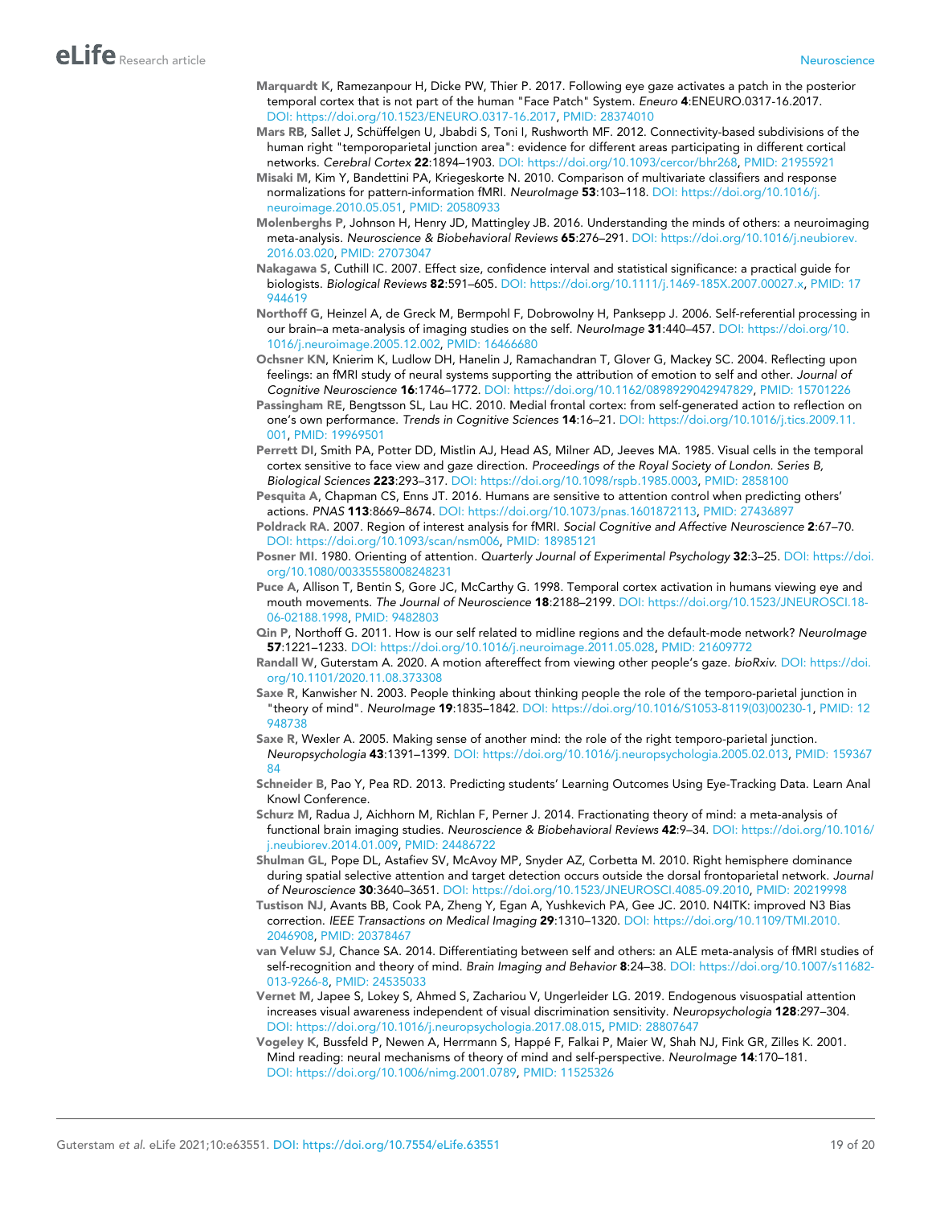Marquardt K, Ramezanpour H, Dicke PW, Thier P. 2017. Following eye gaze activates a patch in the posterior temporal cortex that is not part of the human "Face Patch" System. *Eneuro* **4**:ENEURO.0317-16.2017. DOI: https://doi.org/10.1523/ENEURO.0317-16.2017, PMID: 28374010

Mars RB, Sallet J, Schüffelgen U, Jbabdi S, Toni I, Rushworth MF. 2012. Connectivity-based subdivisions of the human right "temporoparietal junction area": evidence for different areas participating in different cortical networks. *Cerebral Cortex* **22**:1894–1903. DOI: https://doi.org/10.1093/cercor/bhr268, PMID: 21955921

Misaki M, Kim Y, Bandettini PA, Kriegeskorte N. 2010. Comparison of multivariate classifiers and response normalizations for pattern-information fMRI. *NeuroImage* **53**:103–118. DOI: https://doi.org/10.1016/j.neuroimage.2010.05.051, PMID: 20580933

Molenberghs P, Johnson H, Henry JD, Mattingley JB. 2016. Understanding the minds of others: a neuroimaging meta-analysis. *Neuroscience & Biobehavioral Reviews* **65**:276–291. DOI: https://doi.org/10.1016/j.neubiorev.2016.03.020, PMID: 27073047

Nakagawa S, Cuthill IC. 2007. Effect size, confidence interval and statistical significance: a practical guide for biologists. *Biological Reviews* **82**:591–605. DOI: https://doi.org/10.1111/j.1469-185X.2007.00027.x, PMID: 17944619

Northoff G, Heinzel A, de Greck M, Bermpohl F, Dobrowolny H, Panksepp J. 2006. Self-referential processing in our brain–a meta-analysis of imaging studies on the self. *NeuroImage* **31**:440–457. DOI: https://doi.org/10.1016/j.neuroimage.2005.12.002, PMID: 16466680

Ochsner KN, Knierim K, Ludlow DH, Hanelin J, Ramachandran T, Glover G, Mackey SC. 2004. Reflecting upon feelings: an fMRI study of neural systems supporting the attribution of emotion to self and other. *Journal of Cognitive Neuroscience* **16**:1746–1772. DOI: https://doi.org/10.1162/0898929042947829, PMID: 15701226

Passingham RE, Bengtsson SL, Lau HC. 2010. Medial frontal cortex: from self-generated action to reflection on one's own performance. *Trends in Cognitive Sciences* **14**:16–21. DOI: https://doi.org/10.1016/j.tics.2009.11.001, PMID: 19969501

Perrett DI, Smith PA, Potter DD, Mistlin AJ, Head AS, Milner AD, Jeeves MA. 1985. Visual cells in the temporal cortex sensitive to face view and gaze direction. *Proceedings of the Royal Society of London. Series B, Biological Sciences* **223**:293–317. DOI: https://doi.org/10.1098/rspb.1985.0003, PMID: 2858100

Pesquita A, Chapman CS, Enns JT. 2016. Humans are sensitive to attention control when predicting others' actions. *PNAS* **113**:8669–8674. DOI: https://doi.org/10.1073/pnas.1601872113, PMID: 27436897

Poldrack RA. 2007. Region of interest analysis for fMRI. *Social Cognitive and Affective Neuroscience* **2**:67–70. DOI: https://doi.org/10.1093/scan/nsm006, PMID: 18985121

Posner MI. 1980. Orienting of attention. *Quarterly Journal of Experimental Psychology* **32**:3–25. DOI: https://doi.org/10.1080/00335558008248231

Puce A, Allison T, Bentin S, Gore JC, McCarthy G. 1998. Temporal cortex activation in humans viewing eye and mouth movements. *The Journal of Neuroscience* **18**:2188–2199. DOI: https://doi.org/10.1523/JNEUROSCI.18-06-02188.1998, PMID: 9482803

Qin P, Northoff G. 2011. How is our self related to midline regions and the default-mode network? *NeuroImage* **57**:1221–1233. DOI: https://doi.org/10.1016/j.neuroimage.2011.05.028, PMID: 21609772

Randall W, Guterstam A. 2020. A motion aftereffect from viewing other people's gaze. *bioRxiv*. DOI: https://doi.org/10.1101/2020.11.08.373308

Saxe R, Kanwisher N. 2003. People thinking about thinking people the role of the temporo-parietal junction in "theory of mind". *NeuroImage* **19**:1835–1842. DOI: https://doi.org/10.1016/S1053-8119(03)00230-1, PMID: 12948738

Saxe R, Wexler A. 2005. Making sense of another mind: the role of the right temporo-parietal junction. *Neuropsychologia* **43**:1391–1399. DOI: https://doi.org/10.1016/j.neuropsychologia.2005.02.013, PMID: 15936784

Schneider B, Pao Y, Pea RD. 2013. Predicting students' Learning Outcomes Using Eye-Tracking Data. Learn Anal Knowl Conference.

Schurz M, Radua J, Aichhorn M, Richlan F, Perner J. 2014. Fractionating theory of mind: a meta-analysis of functional brain imaging studies. *Neuroscience & Biobehavioral Reviews* **42**:9–34. DOI: https://doi.org/10.1016/j.neubiorev.2014.01.009, PMID: 24486722

Shulman GL, Pope DL, Astafiev SV, McAvoy MP, Snyder AZ, Corbetta M. 2010. Right hemisphere dominance during spatial selective attention and target detection occurs outside the dorsal frontoparietal network. *Journal of Neuroscience* **30**:3640–3651. DOI: https://doi.org/10.1523/JNEUROSCI.4085-09.2010, PMID: 20219998

Tustison NJ, Avants BB, Cook PA, Zheng Y, Egan A, Yushkevich PA, Gee JC. 2010. N4ITK: improved N3 Bias correction. *IEEE Transactions on Medical Imaging* **29**:1310–1320. DOI: https://doi.org/10.1109/TMI.2010.2046908, PMID: 20378467

van Veluw SJ, Chance SA. 2014. Differentiating between self and others: an ALE meta-analysis of fMRI studies of self-recognition and theory of mind. *Brain Imaging and Behavior* **8**:24–38. DOI: https://doi.org/10.1007/s11682-013-9266-8, PMID: 24535033

Vernet M, Japee S, Lokey S, Ahmed S, Zachariou V, Ungerleider LG. 2019. Endogenous visuospatial attention increases visual awareness independent of visual discrimination sensitivity. *Neuropsychologia* **128**:297–304. DOI: https://doi.org/10.1016/j.neuropsychologia.2017.08.015, PMID: 28807647

Vogeley K, Bussfeld P, Newen A, Herrmann S, Happé F, Falkai P, Maier W, Shah NJ, Fink GR, Zilles K. 2001. Mind reading: neural mechanisms of theory of mind and self-perspective. *NeuroImage* **14**:170–181. DOI: https://doi.org/10.1006/nimg.2001.0789, PMID: 11525326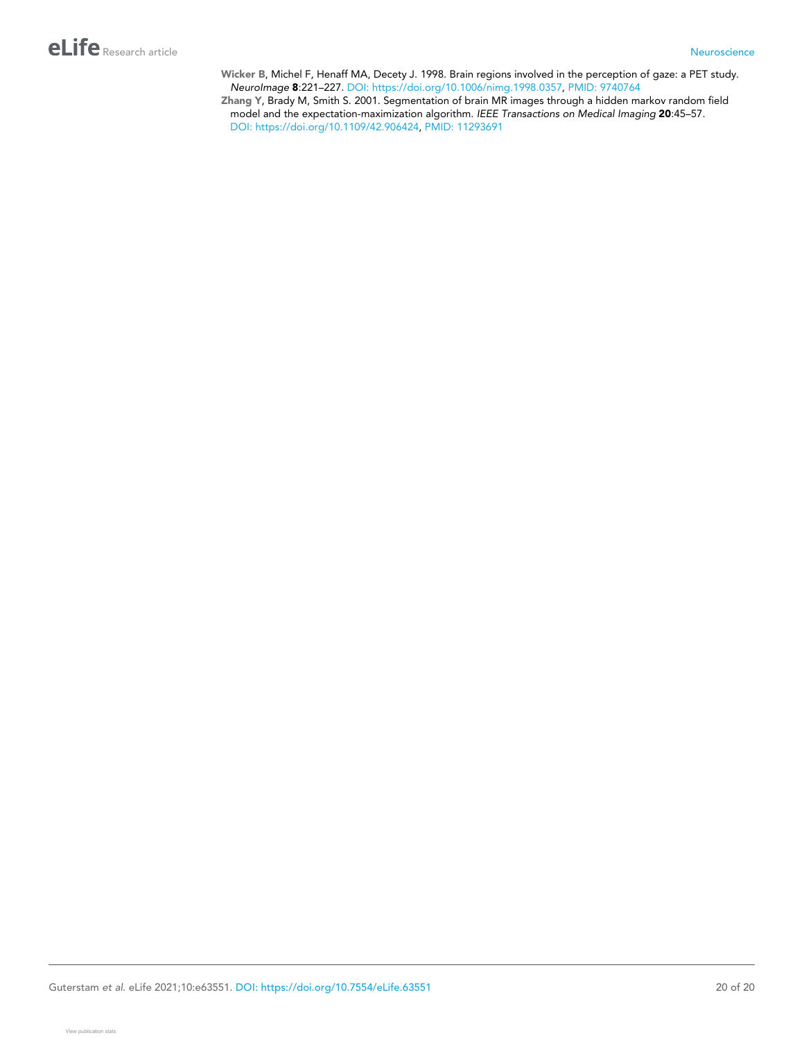**Wicker B**, Michel F, Henaff MA, Decety J. 1998. Brain regions involved in the perception of gaze: a PET study. *NeuroImage* **8**:221–227. DOI: https://doi.org/10.1006/nimg.1998.0357, PMID: 9740764

**Zhang Y**, Brady M, Smith S. 2001. Segmentation of brain MR images through a hidden markov random field model and the expectation-maximization algorithm. *IEEE Transactions on Medical Imaging* **20**:45–57. DOI: https://doi.org/10.1109/42.906424, PMID: 11293691